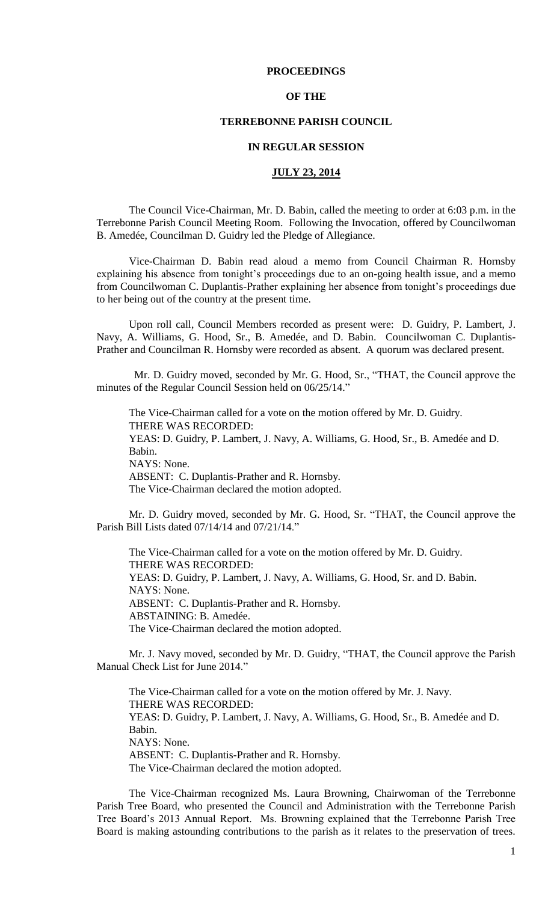# PROCEEDINGS

# OF THE

# TERREBONNE PARISH COUNCIL

# IN REGULAR SESSION

## JULY 23, 2014

The Council Vice-Chairman, Mr. D. Babin, called the meeting to order at 6:03 p.m. in the Terrebonne Parish Council Meeting Room. Following the Invocation, offered by Councilwoman B. Amedée, Councilman D. Guidry led the Pledge of Allegiance.

Vice-Chairman D. Babin read aloud a memo from Council Chairman R. Hornsby explaining his absence from tonight's proceedings due to an on-going health issue, and a memo from Councilwoman C. Duplantis-Prather explaining her absence from tonight's proceedings due to her being out of the country at the present time.

Upon roll call, Council Members recorded as present were: D. Guidry, P. Lambert, J. Navy, A. Williams, G. Hood, Sr., B. Amedée, and D. Babin. Councilwoman C. Duplantis-Prather and Councilman R. Hornsby were recorded as absent. A quorum was declared present.

Mr. D. Guidry moved, seconded by Mr. G. Hood, Sr., "THAT, the Council approve the minutes of the Regular Council Session held on 06/25/14."

The Vice-Chairman called for a vote on the motion offered by Mr. D. Guidry.
THERE WAS RECORDED:
YEAS: D. Guidry, P. Lambert, J. Navy, A. Williams, G. Hood, Sr., B. Amedée and D. Babin.
NAYS: None.
ABSENT: C. Duplantis-Prather and R. Hornsby.
The Vice-Chairman declared the motion adopted.

Mr. D. Guidry moved, seconded by Mr. G. Hood, Sr. "THAT, the Council approve the Parish Bill Lists dated 07/14/14 and 07/21/14."

The Vice-Chairman called for a vote on the motion offered by Mr. D. Guidry.
THERE WAS RECORDED:
YEAS: D. Guidry, P. Lambert, J. Navy, A. Williams, G. Hood, Sr. and D. Babin.
NAYS: None.
ABSENT: C. Duplantis-Prather and R. Hornsby.
ABSTAINING: B. Amedée.
The Vice-Chairman declared the motion adopted.

Mr. J. Navy moved, seconded by Mr. D. Guidry, "THAT, the Council approve the Parish Manual Check List for June 2014."

The Vice-Chairman called for a vote on the motion offered by Mr. J. Navy.
THERE WAS RECORDED:
YEAS: D. Guidry, P. Lambert, J. Navy, A. Williams, G. Hood, Sr., B. Amedée and D. Babin.
NAYS: None.
ABSENT: C. Duplantis-Prather and R. Hornsby.
The Vice-Chairman declared the motion adopted.

The Vice-Chairman recognized Ms. Laura Browning, Chairwoman of the Terrebonne Parish Tree Board, who presented the Council and Administration with the Terrebonne Parish Tree Board's 2013 Annual Report. Ms. Browning explained that the Terrebonne Parish Tree Board is making astounding contributions to the parish as it relates to the preservation of trees.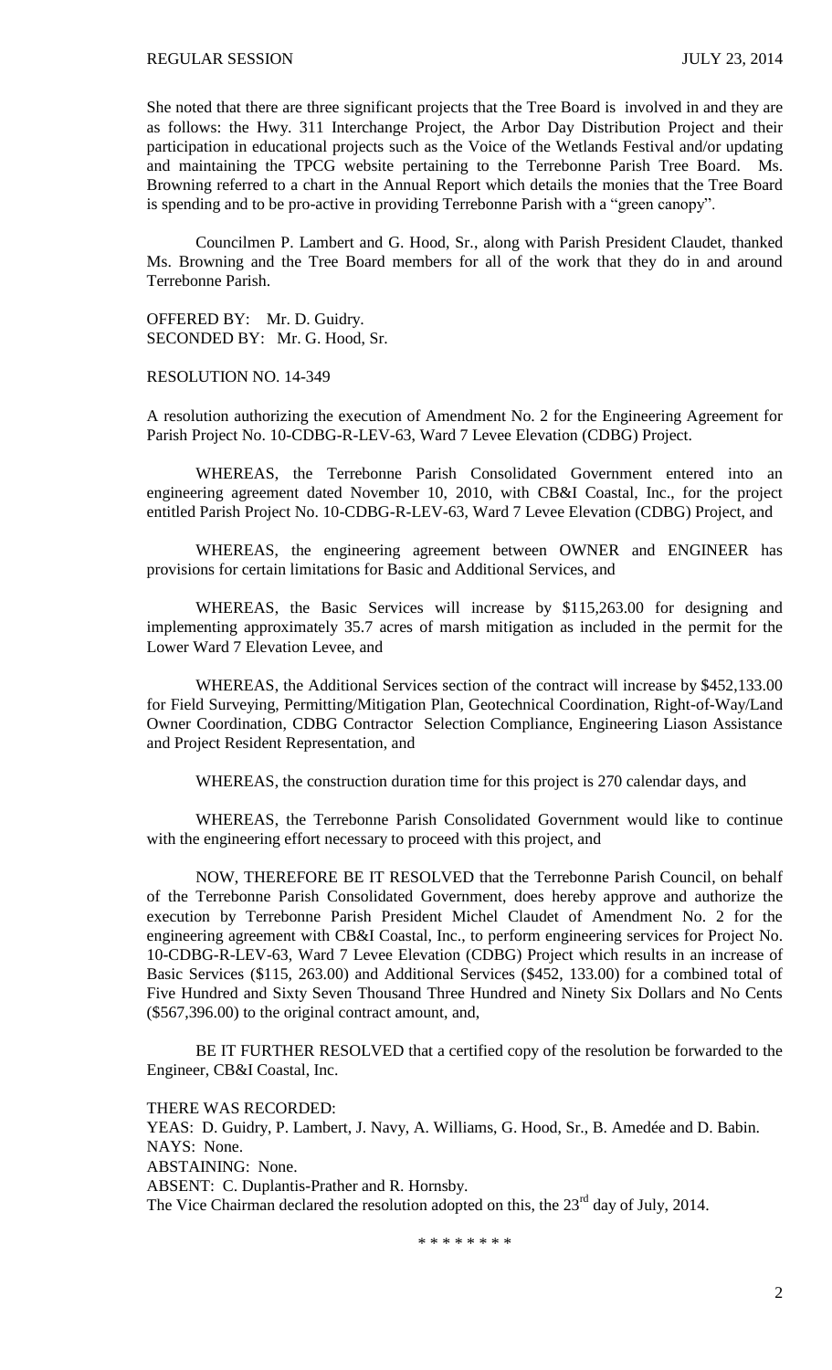She noted that there are three significant projects that the Tree Board is involved in and they are as follows: the Hwy. 311 Interchange Project, the Arbor Day Distribution Project and their participation in educational projects such as the Voice of the Wetlands Festival and/or updating and maintaining the TPCG website pertaining to the Terrebonne Parish Tree Board. Ms. Browning referred to a chart in the Annual Report which details the monies that the Tree Board is spending and to be pro-active in providing Terrebonne Parish with a "green canopy".

Councilmen P. Lambert and G. Hood, Sr., along with Parish President Claudet, thanked Ms. Browning and the Tree Board members for all of the work that they do in and around Terrebonne Parish.

OFFERED BY: Mr. D. Guidry.
SECONDED BY: Mr. G. Hood, Sr.

RESOLUTION NO. 14-349

A resolution authorizing the execution of Amendment No. 2 for the Engineering Agreement for Parish Project No. 10-CDBG-R-LEV-63, Ward 7 Levee Elevation (CDBG) Project.

WHEREAS, the Terrebonne Parish Consolidated Government entered into an engineering agreement dated November 10, 2010, with CB&I Coastal, Inc., for the project entitled Parish Project No. 10-CDBG-R-LEV-63, Ward 7 Levee Elevation (CDBG) Project, and

WHEREAS, the engineering agreement between OWNER and ENGINEER has provisions for certain limitations for Basic and Additional Services, and

WHEREAS, the Basic Services will increase by $115,263.00 for designing and implementing approximately 35.7 acres of marsh mitigation as included in the permit for the Lower Ward 7 Elevation Levee, and

WHEREAS, the Additional Services section of the contract will increase by $452,133.00 for Field Surveying, Permitting/Mitigation Plan, Geotechnical Coordination, Right-of-Way/Land Owner Coordination, CDBG Contractor Selection Compliance, Engineering Liason Assistance and Project Resident Representation, and

WHEREAS, the construction duration time for this project is 270 calendar days, and

WHEREAS, the Terrebonne Parish Consolidated Government would like to continue with the engineering effort necessary to proceed with this project, and

NOW, THEREFORE BE IT RESOLVED that the Terrebonne Parish Council, on behalf of the Terrebonne Parish Consolidated Government, does hereby approve and authorize the execution by Terrebonne Parish President Michel Claudet of Amendment No. 2 for the engineering agreement with CB&I Coastal, Inc., to perform engineering services for Project No. 10-CDBG-R-LEV-63, Ward 7 Levee Elevation (CDBG) Project which results in an increase of Basic Services ($115, 263.00) and Additional Services ($452, 133.00) for a combined total of Five Hundred and Sixty Seven Thousand Three Hundred and Ninety Six Dollars and No Cents ($567,396.00) to the original contract amount, and,

BE IT FURTHER RESOLVED that a certified copy of the resolution be forwarded to the Engineer, CB&I Coastal, Inc.

THERE WAS RECORDED:
YEAS: D. Guidry, P. Lambert, J. Navy, A. Williams, G. Hood, Sr., B. Amedée and D. Babin.
NAYS: None.
ABSTAINING: None.
ABSENT: C. Duplantis-Prather and R. Hornsby.
The Vice Chairman declared the resolution adopted on this, the 23rd day of July, 2014.

\* \* \* \* \* \* \* \*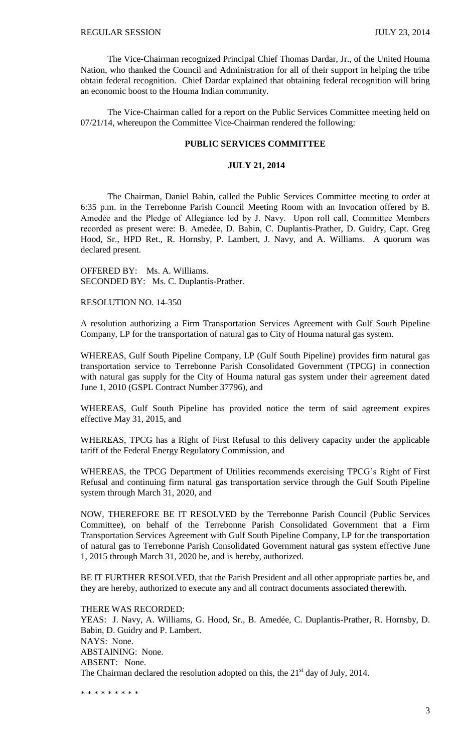The Vice-Chairman recognized Principal Chief Thomas Dardar, Jr., of the United Houma Nation, who thanked the Council and Administration for all of their support in helping the tribe obtain federal recognition. Chief Dardar explained that obtaining federal recognition will bring an economic boost to the Houma Indian community.

The Vice-Chairman called for a report on the Public Services Committee meeting held on 07/21/14, whereupon the Committee Vice-Chairman rendered the following:

## PUBLIC SERVICES COMMITTEE

### JULY 21, 2014

The Chairman, Daniel Babin, called the Public Services Committee meeting to order at 6:35 p.m. in the Terrebonne Parish Council Meeting Room with an Invocation offered by B. Amedèe and the Pledge of Allegiance led by J. Navy. Upon roll call, Committee Members recorded as present were: B. Amedèe, D. Babin, C. Duplantis-Prather, D. Guidry, Capt. Greg Hood, Sr., HPD Ret., R. Hornsby, P. Lambert, J. Navy, and A. Williams. A quorum was declared present.

OFFERED BY: Ms. A. Williams.
SECONDED BY: Ms. C. Duplantis-Prather.

RESOLUTION NO. 14-350

A resolution authorizing a Firm Transportation Services Agreement with Gulf South Pipeline Company, LP for the transportation of natural gas to City of Houma natural gas system.

WHEREAS, Gulf South Pipeline Company, LP (Gulf South Pipeline) provides firm natural gas transportation service to Terrebonne Parish Consolidated Government (TPCG) in connection with natural gas supply for the City of Houma natural gas system under their agreement dated June 1, 2010 (GSPL Contract Number 37796), and

WHEREAS, Gulf South Pipeline has provided notice the term of said agreement expires effective May 31, 2015, and

WHEREAS, TPCG has a Right of First Refusal to this delivery capacity under the applicable tariff of the Federal Energy Regulatory Commission, and

WHEREAS, the TPCG Department of Utilities recommends exercising TPCG's Right of First Refusal and continuing firm natural gas transportation service through the Gulf South Pipeline system through March 31, 2020, and

NOW, THEREFORE BE IT RESOLVED by the Terrebonne Parish Council (Public Services Committee), on behalf of the Terrebonne Parish Consolidated Government that a Firm Transportation Services Agreement with Gulf South Pipeline Company, LP for the transportation of natural gas to Terrebonne Parish Consolidated Government natural gas system effective June 1, 2015 through March 31, 2020 be, and is hereby, authorized.

BE IT FURTHER RESOLVED, that the Parish President and all other appropriate parties be, and they are hereby, authorized to execute any and all contract documents associated therewith.

THERE WAS RECORDED:
YEAS: J. Navy, A. Williams, G. Hood, Sr., B. Amedée, C. Duplantis-Prather, R. Hornsby, D. Babin, D. Guidry and P. Lambert.
NAYS: None.
ABSTAINING: None.
ABSENT: None.
The Chairman declared the resolution adopted on this, the 21st day of July, 2014.

\* \* \* \* \* \* \* \* \*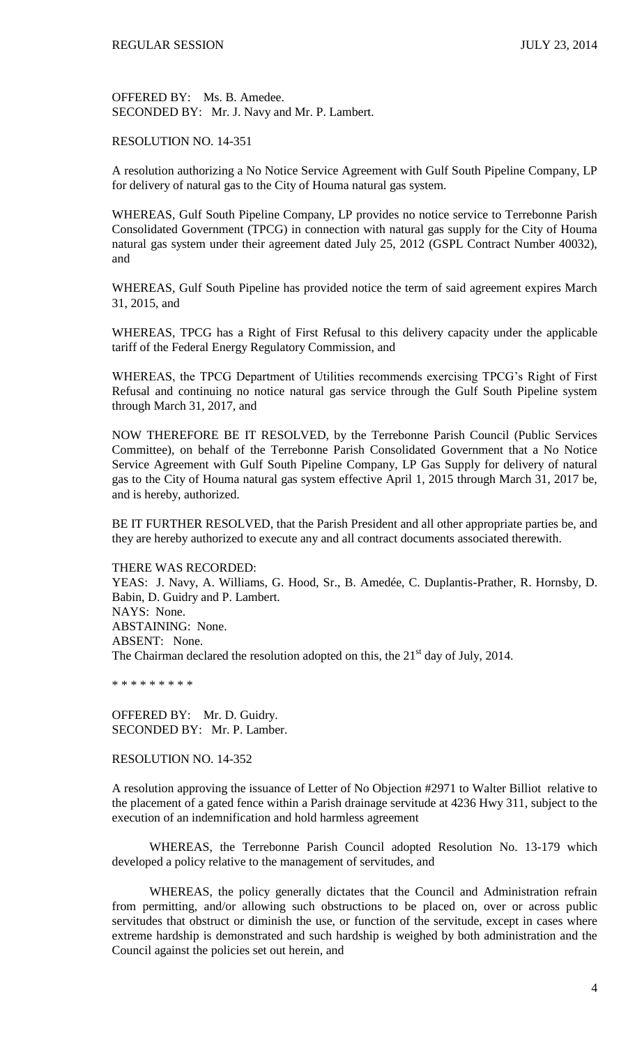OFFERED BY: Ms. B. Amedee.
SECONDED BY: Mr. J. Navy and Mr. P. Lambert.

RESOLUTION NO. 14-351

A resolution authorizing a No Notice Service Agreement with Gulf South Pipeline Company, LP for delivery of natural gas to the City of Houma natural gas system.

WHEREAS, Gulf South Pipeline Company, LP provides no notice service to Terrebonne Parish Consolidated Government (TPCG) in connection with natural gas supply for the City of Houma natural gas system under their agreement dated July 25, 2012 (GSPL Contract Number 40032), and

WHEREAS, Gulf South Pipeline has provided notice the term of said agreement expires March 31, 2015, and

WHEREAS, TPCG has a Right of First Refusal to this delivery capacity under the applicable tariff of the Federal Energy Regulatory Commission, and

WHEREAS, the TPCG Department of Utilities recommends exercising TPCG's Right of First Refusal and continuing no notice natural gas service through the Gulf South Pipeline system through March 31, 2017, and

NOW THEREFORE BE IT RESOLVED, by the Terrebonne Parish Council (Public Services Committee), on behalf of the Terrebonne Parish Consolidated Government that a No Notice Service Agreement with Gulf South Pipeline Company, LP Gas Supply for delivery of natural gas to the City of Houma natural gas system effective April 1, 2015 through March 31, 2017 be, and is hereby, authorized.

BE IT FURTHER RESOLVED, that the Parish President and all other appropriate parties be, and they are hereby authorized to execute any and all contract documents associated therewith.

THERE WAS RECORDED:
YEAS: J. Navy, A. Williams, G. Hood, Sr., B. Amedée, C. Duplantis-Prather, R. Hornsby, D. Babin, D. Guidry and P. Lambert.
NAYS: None.
ABSTAINING: None.
ABSENT: None.
The Chairman declared the resolution adopted on this, the 21st day of July, 2014.

\* \* \* \* \* \* \* \* \*

OFFERED BY: Mr. D. Guidry.
SECONDED BY: Mr. P. Lamber.

RESOLUTION NO. 14-352

A resolution approving the issuance of Letter of No Objection #2971 to Walter Billiot relative to the placement of a gated fence within a Parish drainage servitude at 4236 Hwy 311, subject to the execution of an indemnification and hold harmless agreement

WHEREAS, the Terrebonne Parish Council adopted Resolution No. 13-179 which developed a policy relative to the management of servitudes, and

WHEREAS, the policy generally dictates that the Council and Administration refrain from permitting, and/or allowing such obstructions to be placed on, over or across public servitudes that obstruct or diminish the use, or function of the servitude, except in cases where extreme hardship is demonstrated and such hardship is weighed by both administration and the Council against the policies set out herein, and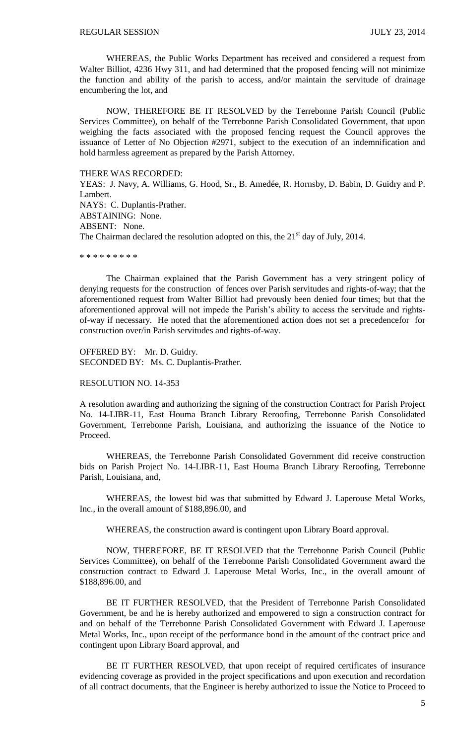WHEREAS, the Public Works Department has received and considered a request from Walter Billiot, 4236 Hwy 311, and had determined that the proposed fencing will not minimize the function and ability of the parish to access, and/or maintain the servitude of drainage encumbering the lot, and

NOW, THEREFORE BE IT RESOLVED by the Terrebonne Parish Council (Public Services Committee), on behalf of the Terrebonne Parish Consolidated Government, that upon weighing the facts associated with the proposed fencing request the Council approves the issuance of Letter of No Objection #2971, subject to the execution of an indemnification and hold harmless agreement as prepared by the Parish Attorney.

THERE WAS RECORDED:
YEAS: J. Navy, A. Williams, G. Hood, Sr., B. Amedée, R. Hornsby, D. Babin, D. Guidry and P. Lambert.
NAYS: C. Duplantis-Prather.
ABSTAINING: None.
ABSENT: None.
The Chairman declared the resolution adopted on this, the 21st day of July, 2014.

\* \* \* \* \* \* \* \* \*

The Chairman explained that the Parish Government has a very stringent policy of denying requests for the construction of fences over Parish servitudes and rights-of-way; that the aforementioned request from Walter Billiot had prevously been denied four times; but that the aforementioned approval will not impede the Parish's ability to access the servitude and rights-of-way if necessary. He noted that the aforementioned action does not set a precedencefor for construction over/in Parish servitudes and rights-of-way.

OFFERED BY: Mr. D. Guidry.
SECONDED BY: Ms. C. Duplantis-Prather.

RESOLUTION NO. 14-353

A resolution awarding and authorizing the signing of the construction Contract for Parish Project No. 14-LIBR-11, East Houma Branch Library Reroofing, Terrebonne Parish Consolidated Government, Terrebonne Parish, Louisiana, and authorizing the issuance of the Notice to Proceed.

WHEREAS, the Terrebonne Parish Consolidated Government did receive construction bids on Parish Project No. 14-LIBR-11, East Houma Branch Library Reroofing, Terrebonne Parish, Louisiana, and,

WHEREAS, the lowest bid was that submitted by Edward J. Laperouse Metal Works, Inc., in the overall amount of $188,896.00, and

WHEREAS, the construction award is contingent upon Library Board approval.

NOW, THEREFORE, BE IT RESOLVED that the Terrebonne Parish Council (Public Services Committee), on behalf of the Terrebonne Parish Consolidated Government award the construction contract to Edward J. Laperouse Metal Works, Inc., in the overall amount of $188,896.00, and

BE IT FURTHER RESOLVED, that the President of Terrebonne Parish Consolidated Government, be and he is hereby authorized and empowered to sign a construction contract for and on behalf of the Terrebonne Parish Consolidated Government with Edward J. Laperouse Metal Works, Inc., upon receipt of the performance bond in the amount of the contract price and contingent upon Library Board approval, and

BE IT FURTHER RESOLVED, that upon receipt of required certificates of insurance evidencing coverage as provided in the project specifications and upon execution and recordation of all contract documents, that the Engineer is hereby authorized to issue the Notice to Proceed to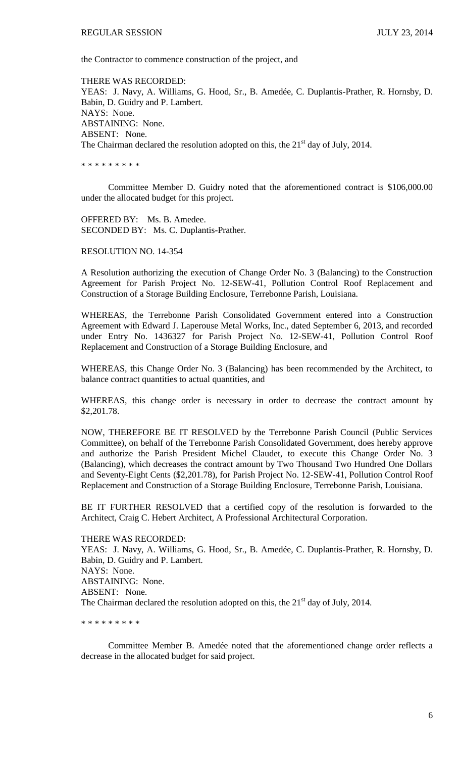the Contractor to commence construction of the project, and

THERE WAS RECORDED:
YEAS: J. Navy, A. Williams, G. Hood, Sr., B. Amedée, C. Duplantis-Prather, R. Hornsby, D. Babin, D. Guidry and P. Lambert.
NAYS: None.
ABSTAINING: None.
ABSENT: None.
The Chairman declared the resolution adopted on this, the 21st day of July, 2014.

* * * * * * * * *

Committee Member D. Guidry noted that the aforementioned contract is $106,000.00 under the allocated budget for this project.

OFFERED BY: Ms. B. Amedee.
SECONDED BY: Ms. C. Duplantis-Prather.

RESOLUTION NO. 14-354

A Resolution authorizing the execution of Change Order No. 3 (Balancing) to the Construction Agreement for Parish Project No. 12-SEW-41, Pollution Control Roof Replacement and Construction of a Storage Building Enclosure, Terrebonne Parish, Louisiana.

WHEREAS, the Terrebonne Parish Consolidated Government entered into a Construction Agreement with Edward J. Laperouse Metal Works, Inc., dated September 6, 2013, and recorded under Entry No. 1436327 for Parish Project No. 12-SEW-41, Pollution Control Roof Replacement and Construction of a Storage Building Enclosure, and

WHEREAS, this Change Order No. 3 (Balancing) has been recommended by the Architect, to balance contract quantities to actual quantities, and

WHEREAS, this change order is necessary in order to decrease the contract amount by $2,201.78.

NOW, THEREFORE BE IT RESOLVED by the Terrebonne Parish Council (Public Services Committee), on behalf of the Terrebonne Parish Consolidated Government, does hereby approve and authorize the Parish President Michel Claudet, to execute this Change Order No. 3 (Balancing), which decreases the contract amount by Two Thousand Two Hundred One Dollars and Seventy-Eight Cents ($2,201.78), for Parish Project No. 12-SEW-41, Pollution Control Roof Replacement and Construction of a Storage Building Enclosure, Terrebonne Parish, Louisiana.

BE IT FURTHER RESOLVED that a certified copy of the resolution is forwarded to the Architect, Craig C. Hebert Architect, A Professional Architectural Corporation.

THERE WAS RECORDED:
YEAS: J. Navy, A. Williams, G. Hood, Sr., B. Amedée, C. Duplantis-Prather, R. Hornsby, D. Babin, D. Guidry and P. Lambert.
NAYS: None.
ABSTAINING: None.
ABSENT: None.
The Chairman declared the resolution adopted on this, the 21st day of July, 2014.

* * * * * * * * *

Committee Member B. Amedée noted that the aforementioned change order reflects a decrease in the allocated budget for said project.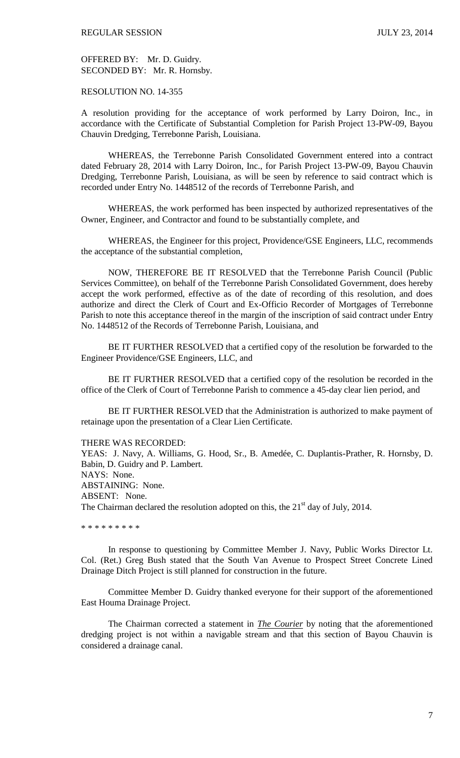OFFERED BY: Mr. D. Guidry.
SECONDED BY: Mr. R. Hornsby.

RESOLUTION NO. 14-355

A resolution providing for the acceptance of work performed by Larry Doiron, Inc., in accordance with the Certificate of Substantial Completion for Parish Project 13-PW-09, Bayou Chauvin Dredging, Terrebonne Parish, Louisiana.

WHEREAS, the Terrebonne Parish Consolidated Government entered into a contract dated February 28, 2014 with Larry Doiron, Inc., for Parish Project 13-PW-09, Bayou Chauvin Dredging, Terrebonne Parish, Louisiana, as will be seen by reference to said contract which is recorded under Entry No. 1448512 of the records of Terrebonne Parish, and

WHEREAS, the work performed has been inspected by authorized representatives of the Owner, Engineer, and Contractor and found to be substantially complete, and

WHEREAS, the Engineer for this project, Providence/GSE Engineers, LLC, recommends the acceptance of the substantial completion,

NOW, THEREFORE BE IT RESOLVED that the Terrebonne Parish Council (Public Services Committee), on behalf of the Terrebonne Parish Consolidated Government, does hereby accept the work performed, effective as of the date of recording of this resolution, and does authorize and direct the Clerk of Court and Ex-Officio Recorder of Mortgages of Terrebonne Parish to note this acceptance thereof in the margin of the inscription of said contract under Entry No. 1448512 of the Records of Terrebonne Parish, Louisiana, and

BE IT FURTHER RESOLVED that a certified copy of the resolution be forwarded to the Engineer Providence/GSE Engineers, LLC, and

BE IT FURTHER RESOLVED that a certified copy of the resolution be recorded in the office of the Clerk of Court of Terrebonne Parish to commence a 45-day clear lien period, and

BE IT FURTHER RESOLVED that the Administration is authorized to make payment of retainage upon the presentation of a Clear Lien Certificate.

THERE WAS RECORDED:
YEAS: J. Navy, A. Williams, G. Hood, Sr., B. Amedée, C. Duplantis-Prather, R. Hornsby, D. Babin, D. Guidry and P. Lambert.
NAYS: None.
ABSTAINING: None.
ABSENT: None.
The Chairman declared the resolution adopted on this, the 21st day of July, 2014.

\* \* \* \* \* \* \* \* \*

In response to questioning by Committee Member J. Navy, Public Works Director Lt. Col. (Ret.) Greg Bush stated that the South Van Avenue to Prospect Street Concrete Lined Drainage Ditch Project is still planned for construction in the future.

Committee Member D. Guidry thanked everyone for their support of the aforementioned East Houma Drainage Project.

The Chairman corrected a statement in ***The Courier*** by noting that the aforementioned dredging project is not within a navigable stream and that this section of Bayou Chauvin is considered a drainage canal.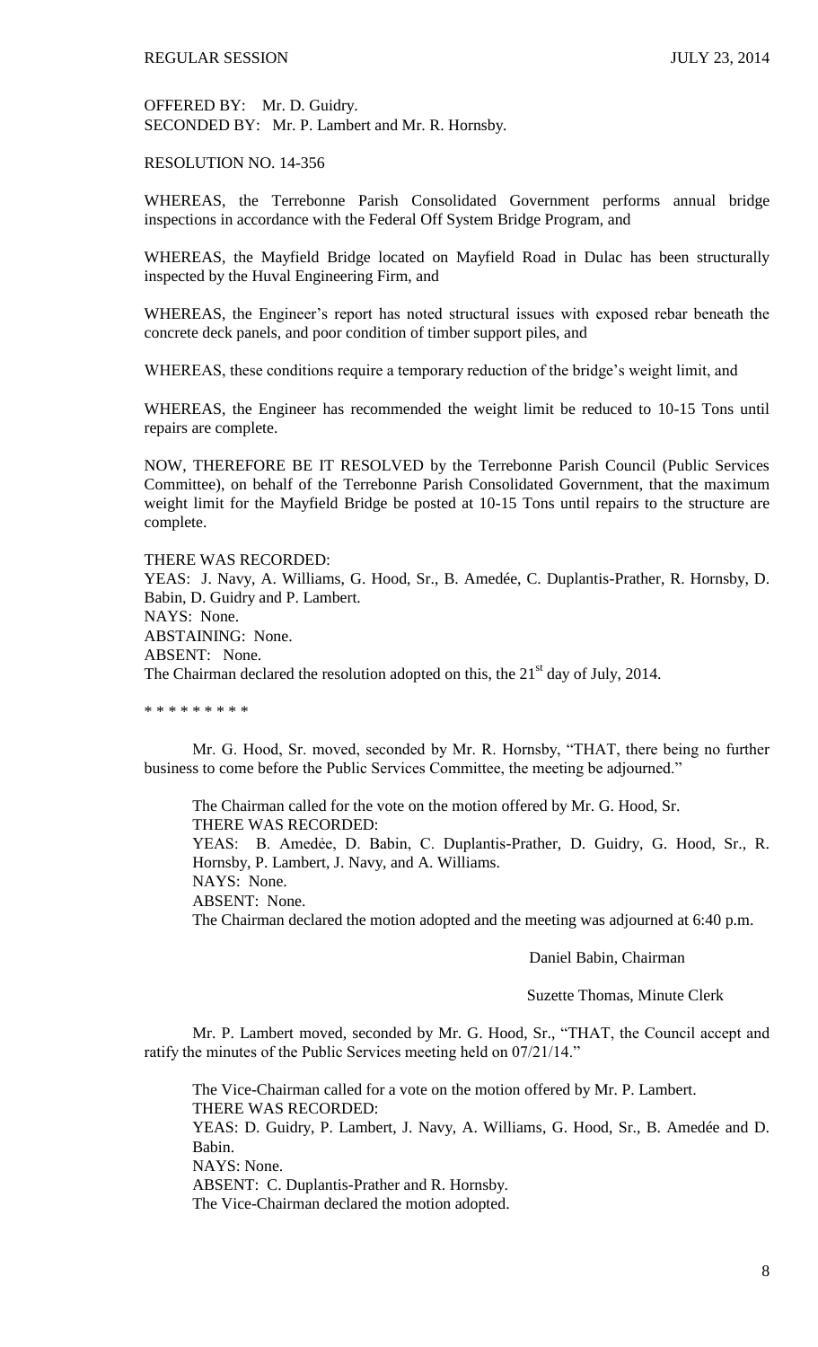OFFERED BY: Mr. D. Guidry.
SECONDED BY: Mr. P. Lambert and Mr. R. Hornsby.

RESOLUTION NO. 14-356

WHEREAS, the Terrebonne Parish Consolidated Government performs annual bridge inspections in accordance with the Federal Off System Bridge Program, and

WHEREAS, the Mayfield Bridge located on Mayfield Road in Dulac has been structurally inspected by the Huval Engineering Firm, and

WHEREAS, the Engineer's report has noted structural issues with exposed rebar beneath the concrete deck panels, and poor condition of timber support piles, and

WHEREAS, these conditions require a temporary reduction of the bridge's weight limit, and

WHEREAS, the Engineer has recommended the weight limit be reduced to 10-15 Tons until repairs are complete.

NOW, THEREFORE BE IT RESOLVED by the Terrebonne Parish Council (Public Services Committee), on behalf of the Terrebonne Parish Consolidated Government, that the maximum weight limit for the Mayfield Bridge be posted at 10-15 Tons until repairs to the structure are complete.

THERE WAS RECORDED:
YEAS: J. Navy, A. Williams, G. Hood, Sr., B. Amedée, C. Duplantis-Prather, R. Hornsby, D. Babin, D. Guidry and P. Lambert.
NAYS: None.
ABSTAINING: None.
ABSENT: None.
The Chairman declared the resolution adopted on this, the 21st day of July, 2014.

\* \* \* \* \* \* \* \* \*

Mr. G. Hood, Sr. moved, seconded by Mr. R. Hornsby, "THAT, there being no further business to come before the Public Services Committee, the meeting be adjourned."

The Chairman called for the vote on the motion offered by Mr. G. Hood, Sr.
THERE WAS RECORDED:
YEAS: B. Amedée, D. Babin, C. Duplantis-Prather, D. Guidry, G. Hood, Sr., R. Hornsby, P. Lambert, J. Navy, and A. Williams.
NAYS: None.
ABSENT: None.
The Chairman declared the motion adopted and the meeting was adjourned at 6:40 p.m.

Daniel Babin, Chairman

Suzette Thomas, Minute Clerk

Mr. P. Lambert moved, seconded by Mr. G. Hood, Sr., "THAT, the Council accept and ratify the minutes of the Public Services meeting held on 07/21/14."

The Vice-Chairman called for a vote on the motion offered by Mr. P. Lambert.
THERE WAS RECORDED:
YEAS: D. Guidry, P. Lambert, J. Navy, A. Williams, G. Hood, Sr., B. Amedée and D. Babin.
NAYS: None.
ABSENT: C. Duplantis-Prather and R. Hornsby.
The Vice-Chairman declared the motion adopted.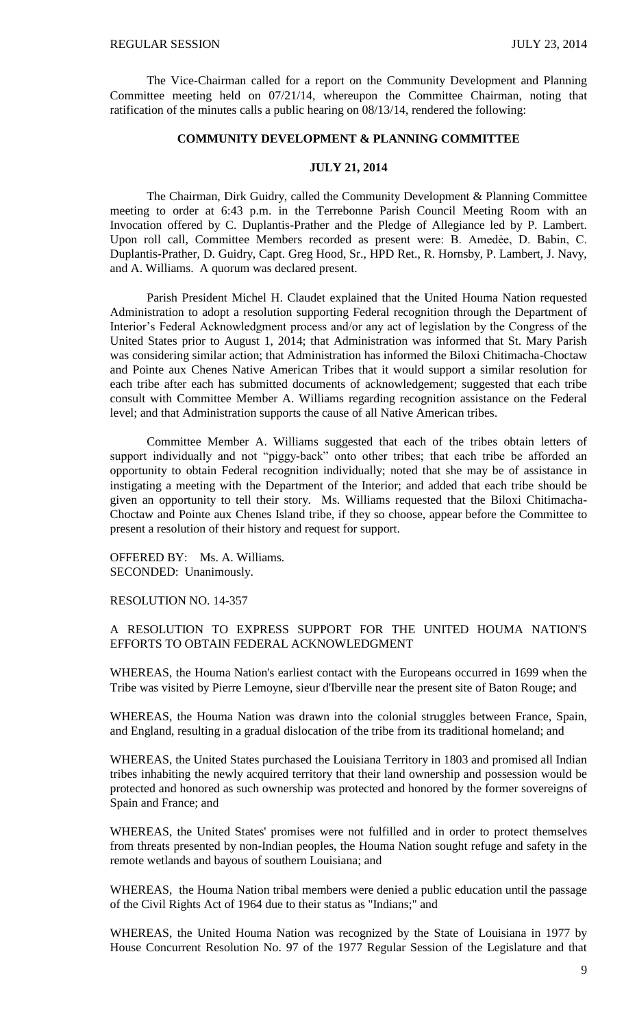The Vice-Chairman called for a report on the Community Development and Planning Committee meeting held on 07/21/14, whereupon the Committee Chairman, noting that ratification of the minutes calls a public hearing on 08/13/14, rendered the following:

## COMMUNITY DEVELOPMENT & PLANNING COMMITTEE

## JULY 21, 2014

The Chairman, Dirk Guidry, called the Community Development & Planning Committee meeting to order at 6:43 p.m. in the Terrebonne Parish Council Meeting Room with an Invocation offered by C. Duplantis-Prather and the Pledge of Allegiance led by P. Lambert. Upon roll call, Committee Members recorded as present were: B. Amedée, D. Babin, C. Duplantis-Prather, D. Guidry, Capt. Greg Hood, Sr., HPD Ret., R. Hornsby, P. Lambert, J. Navy, and A. Williams. A quorum was declared present.

Parish President Michel H. Claudet explained that the United Houma Nation requested Administration to adopt a resolution supporting Federal recognition through the Department of Interior's Federal Acknowledgment process and/or any act of legislation by the Congress of the United States prior to August 1, 2014; that Administration was informed that St. Mary Parish was considering similar action; that Administration has informed the Biloxi Chitimacha-Choctaw and Pointe aux Chenes Native American Tribes that it would support a similar resolution for each tribe after each has submitted documents of acknowledgement; suggested that each tribe consult with Committee Member A. Williams regarding recognition assistance on the Federal level; and that Administration supports the cause of all Native American tribes.

Committee Member A. Williams suggested that each of the tribes obtain letters of support individually and not "piggy-back" onto other tribes; that each tribe be afforded an opportunity to obtain Federal recognition individually; noted that she may be of assistance in instigating a meeting with the Department of the Interior; and added that each tribe should be given an opportunity to tell their story. Ms. Williams requested that the Biloxi Chitimacha-Choctaw and Pointe aux Chenes Island tribe, if they so choose, appear before the Committee to present a resolution of their history and request for support.

OFFERED BY: Ms. A. Williams.
SECONDED: Unanimously.

RESOLUTION NO. 14-357

A RESOLUTION TO EXPRESS SUPPORT FOR THE UNITED HOUMA NATION'S EFFORTS TO OBTAIN FEDERAL ACKNOWLEDGMENT

WHEREAS, the Houma Nation's earliest contact with the Europeans occurred in 1699 when the Tribe was visited by Pierre Lemoyne, sieur d'Iberville near the present site of Baton Rouge; and

WHEREAS, the Houma Nation was drawn into the colonial struggles between France, Spain, and England, resulting in a gradual dislocation of the tribe from its traditional homeland; and

WHEREAS, the United States purchased the Louisiana Territory in 1803 and promised all Indian tribes inhabiting the newly acquired territory that their land ownership and possession would be protected and honored as such ownership was protected and honored by the former sovereigns of Spain and France; and

WHEREAS, the United States' promises were not fulfilled and in order to protect themselves from threats presented by non-Indian peoples, the Houma Nation sought refuge and safety in the remote wetlands and bayous of southern Louisiana; and

WHEREAS, the Houma Nation tribal members were denied a public education until the passage of the Civil Rights Act of 1964 due to their status as "Indians;" and

WHEREAS, the United Houma Nation was recognized by the State of Louisiana in 1977 by House Concurrent Resolution No. 97 of the 1977 Regular Session of the Legislature and that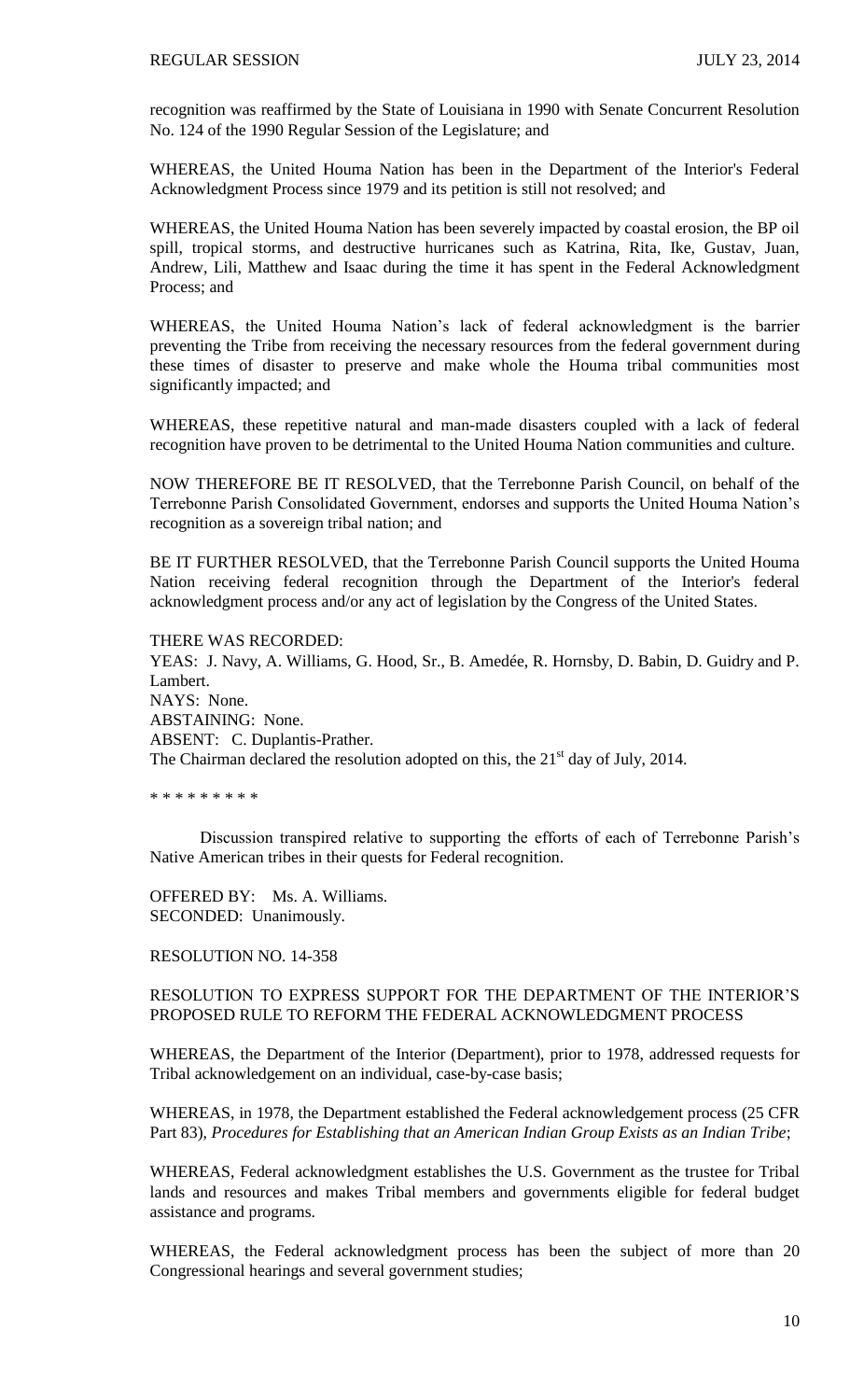recognition was reaffirmed by the State of Louisiana in 1990 with Senate Concurrent Resolution No. 124 of the 1990 Regular Session of the Legislature; and

WHEREAS, the United Houma Nation has been in the Department of the Interior's Federal Acknowledgment Process since 1979 and its petition is still not resolved; and

WHEREAS, the United Houma Nation has been severely impacted by coastal erosion, the BP oil spill, tropical storms, and destructive hurricanes such as Katrina, Rita, Ike, Gustav, Juan, Andrew, Lili, Matthew and Isaac during the time it has spent in the Federal Acknowledgment Process; and

WHEREAS, the United Houma Nation's lack of federal acknowledgment is the barrier preventing the Tribe from receiving the necessary resources from the federal government during these times of disaster to preserve and make whole the Houma tribal communities most significantly impacted; and

WHEREAS, these repetitive natural and man-made disasters coupled with a lack of federal recognition have proven to be detrimental to the United Houma Nation communities and culture.

NOW THEREFORE BE IT RESOLVED, that the Terrebonne Parish Council, on behalf of the Terrebonne Parish Consolidated Government, endorses and supports the United Houma Nation's recognition as a sovereign tribal nation; and

BE IT FURTHER RESOLVED, that the Terrebonne Parish Council supports the United Houma Nation receiving federal recognition through the Department of the Interior's federal acknowledgment process and/or any act of legislation by the Congress of the United States.

THERE WAS RECORDED:
YEAS: J. Navy, A. Williams, G. Hood, Sr., B. Amedée, R. Hornsby, D. Babin, D. Guidry and P. Lambert.
NAYS: None.
ABSTAINING: None.
ABSENT: C. Duplantis-Prather.
The Chairman declared the resolution adopted on this, the 21st day of July, 2014.

* * * * * * * * *

Discussion transpired relative to supporting the efforts of each of Terrebonne Parish's Native American tribes in their quests for Federal recognition.

OFFERED BY: Ms. A. Williams.
SECONDED: Unanimously.

RESOLUTION NO. 14-358

RESOLUTION TO EXPRESS SUPPORT FOR THE DEPARTMENT OF THE INTERIOR'S PROPOSED RULE TO REFORM THE FEDERAL ACKNOWLEDGMENT PROCESS

WHEREAS, the Department of the Interior (Department), prior to 1978, addressed requests for Tribal acknowledgement on an individual, case-by-case basis;

WHEREAS, in 1978, the Department established the Federal acknowledgement process (25 CFR Part 83), *Procedures for Establishing that an American Indian Group Exists as an Indian Tribe*;

WHEREAS, Federal acknowledgment establishes the U.S. Government as the trustee for Tribal lands and resources and makes Tribal members and governments eligible for federal budget assistance and programs.

WHEREAS, the Federal acknowledgment process has been the subject of more than 20 Congressional hearings and several government studies;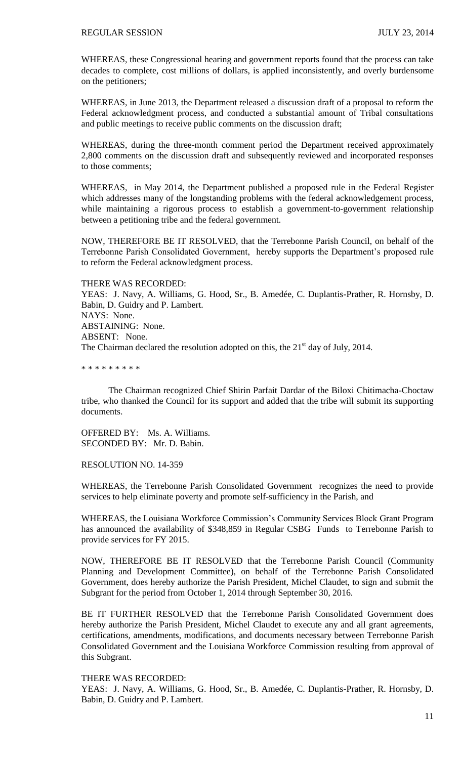WHEREAS, these Congressional hearing and government reports found that the process can take decades to complete, cost millions of dollars, is applied inconsistently, and overly burdensome on the petitioners;

WHEREAS, in June 2013, the Department released a discussion draft of a proposal to reform the Federal acknowledgment process, and conducted a substantial amount of Tribal consultations and public meetings to receive public comments on the discussion draft;

WHEREAS, during the three-month comment period the Department received approximately 2,800 comments on the discussion draft and subsequently reviewed and incorporated responses to those comments;

WHEREAS, in May 2014, the Department published a proposed rule in the Federal Register which addresses many of the longstanding problems with the federal acknowledgement process, while maintaining a rigorous process to establish a government-to-government relationship between a petitioning tribe and the federal government.

NOW, THEREFORE BE IT RESOLVED, that the Terrebonne Parish Council, on behalf of the Terrebonne Parish Consolidated Government, hereby supports the Department's proposed rule to reform the Federal acknowledgment process.

THERE WAS RECORDED:
YEAS: J. Navy, A. Williams, G. Hood, Sr., B. Amedée, C. Duplantis-Prather, R. Hornsby, D. Babin, D. Guidry and P. Lambert.
NAYS: None.
ABSTAINING: None.
ABSENT: None.
The Chairman declared the resolution adopted on this, the 21st day of July, 2014.

* * * * * * * * *

The Chairman recognized Chief Shirin Parfait Dardar of the Biloxi Chitimacha-Choctaw tribe, who thanked the Council for its support and added that the tribe will submit its supporting documents.

OFFERED BY: Ms. A. Williams.
SECONDED BY: Mr. D. Babin.

RESOLUTION NO. 14-359

WHEREAS, the Terrebonne Parish Consolidated Government recognizes the need to provide services to help eliminate poverty and promote self-sufficiency in the Parish, and

WHEREAS, the Louisiana Workforce Commission's Community Services Block Grant Program has announced the availability of $348,859 in Regular CSBG Funds to Terrebonne Parish to provide services for FY 2015.

NOW, THEREFORE BE IT RESOLVED that the Terrebonne Parish Council (Community Planning and Development Committee), on behalf of the Terrebonne Parish Consolidated Government, does hereby authorize the Parish President, Michel Claudet, to sign and submit the Subgrant for the period from October 1, 2014 through September 30, 2016.

BE IT FURTHER RESOLVED that the Terrebonne Parish Consolidated Government does hereby authorize the Parish President, Michel Claudet to execute any and all grant agreements, certifications, amendments, modifications, and documents necessary between Terrebonne Parish Consolidated Government and the Louisiana Workforce Commission resulting from approval of this Subgrant.

THERE WAS RECORDED:
YEAS: J. Navy, A. Williams, G. Hood, Sr., B. Amedée, C. Duplantis-Prather, R. Hornsby, D. Babin, D. Guidry and P. Lambert.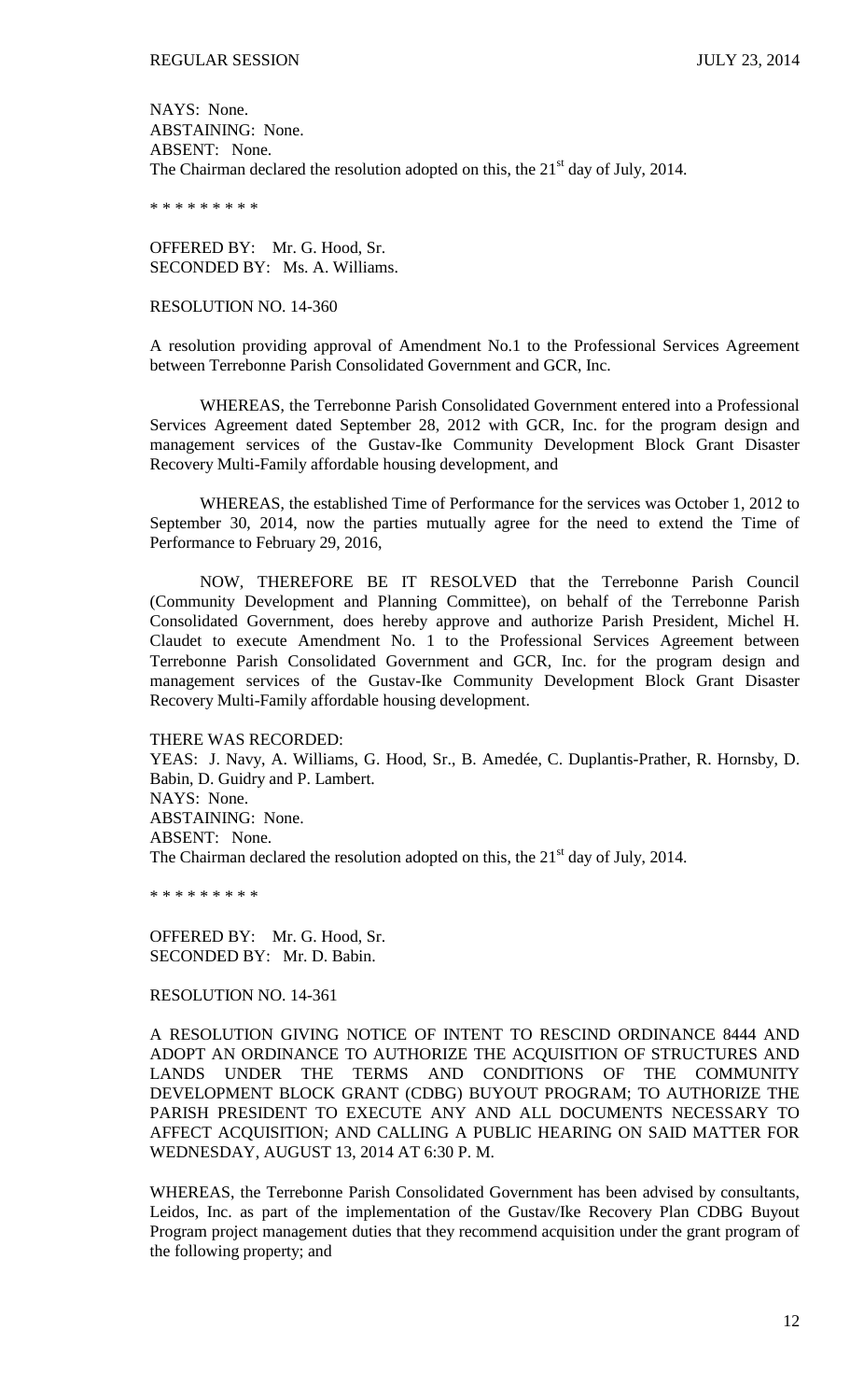NAYS: None.
ABSTAINING: None.
ABSENT: None.
The Chairman declared the resolution adopted on this, the 21st day of July, 2014.

\* \* \* \* \* \* \* \* \*

OFFERED BY: Mr. G. Hood, Sr.
SECONDED BY: Ms. A. Williams.

RESOLUTION NO. 14-360

A resolution providing approval of Amendment No.1 to the Professional Services Agreement between Terrebonne Parish Consolidated Government and GCR, Inc.

WHEREAS, the Terrebonne Parish Consolidated Government entered into a Professional Services Agreement dated September 28, 2012 with GCR, Inc. for the program design and management services of the Gustav-Ike Community Development Block Grant Disaster Recovery Multi-Family affordable housing development, and

WHEREAS, the established Time of Performance for the services was October 1, 2012 to September 30, 2014, now the parties mutually agree for the need to extend the Time of Performance to February 29, 2016,

NOW, THEREFORE BE IT RESOLVED that the Terrebonne Parish Council (Community Development and Planning Committee), on behalf of the Terrebonne Parish Consolidated Government, does hereby approve and authorize Parish President, Michel H. Claudet to execute Amendment No. 1 to the Professional Services Agreement between Terrebonne Parish Consolidated Government and GCR, Inc. for the program design and management services of the Gustav-Ike Community Development Block Grant Disaster Recovery Multi-Family affordable housing development.

THERE WAS RECORDED:
YEAS: J. Navy, A. Williams, G. Hood, Sr., B. Amedée, C. Duplantis-Prather, R. Hornsby, D. Babin, D. Guidry and P. Lambert.
NAYS: None.
ABSTAINING: None.
ABSENT: None.
The Chairman declared the resolution adopted on this, the 21st day of July, 2014.

\* \* \* \* \* \* \* \* \*

OFFERED BY: Mr. G. Hood, Sr.
SECONDED BY: Mr. D. Babin.

RESOLUTION NO. 14-361

A RESOLUTION GIVING NOTICE OF INTENT TO RESCIND ORDINANCE 8444 AND ADOPT AN ORDINANCE TO AUTHORIZE THE ACQUISITION OF STRUCTURES AND LANDS UNDER THE TERMS AND CONDITIONS OF THE COMMUNITY DEVELOPMENT BLOCK GRANT (CDBG) BUYOUT PROGRAM; TO AUTHORIZE THE PARISH PRESIDENT TO EXECUTE ANY AND ALL DOCUMENTS NECESSARY TO AFFECT ACQUISITION; AND CALLING A PUBLIC HEARING ON SAID MATTER FOR WEDNESDAY, AUGUST 13, 2014 AT 6:30 P. M.

WHEREAS, the Terrebonne Parish Consolidated Government has been advised by consultants, Leidos, Inc. as part of the implementation of the Gustav/Ike Recovery Plan CDBG Buyout Program project management duties that they recommend acquisition under the grant program of the following property; and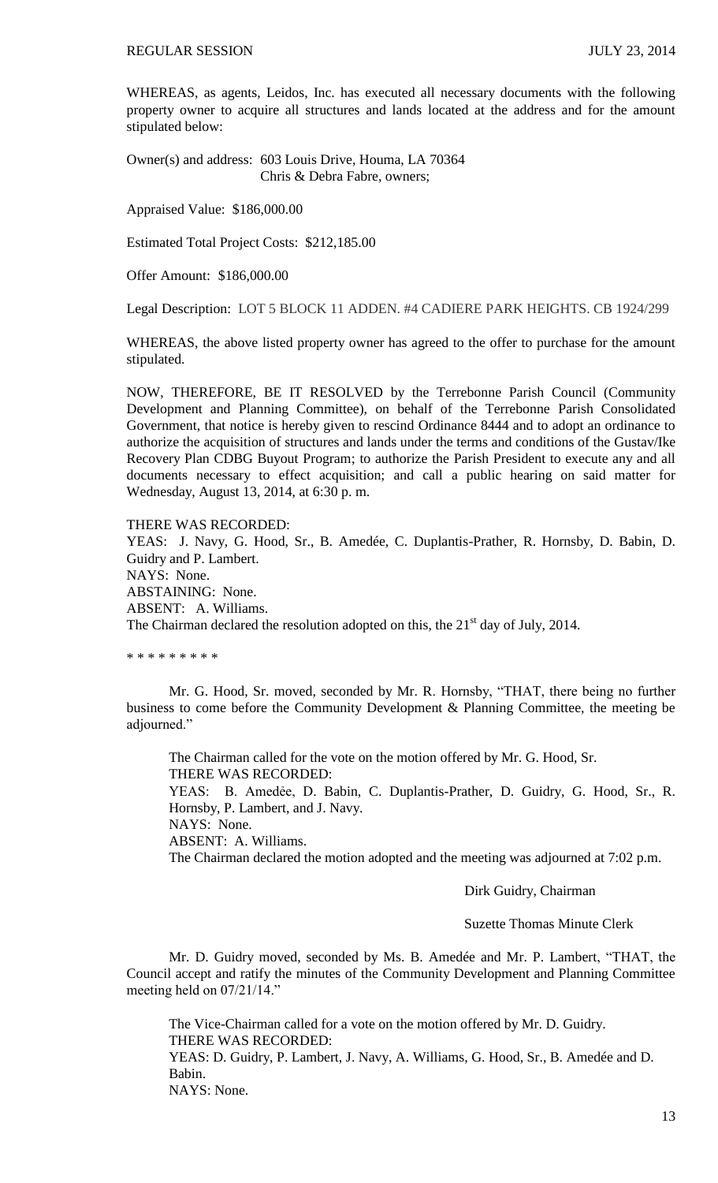WHEREAS, as agents, Leidos, Inc. has executed all necessary documents with the following property owner to acquire all structures and lands located at the address and for the amount stipulated below:

Owner(s) and address: 603 Louis Drive, Houma, LA 70364
Chris & Debra Fabre, owners;

Appraised Value: $186,000.00

Estimated Total Project Costs: $212,185.00

Offer Amount: $186,000.00

Legal Description: LOT 5 BLOCK 11 ADDEN. #4 CADIERE PARK HEIGHTS. CB 1924/299

WHEREAS, the above listed property owner has agreed to the offer to purchase for the amount stipulated.

NOW, THEREFORE, BE IT RESOLVED by the Terrebonne Parish Council (Community Development and Planning Committee), on behalf of the Terrebonne Parish Consolidated Government, that notice is hereby given to rescind Ordinance 8444 and to adopt an ordinance to authorize the acquisition of structures and lands under the terms and conditions of the Gustav/Ike Recovery Plan CDBG Buyout Program; to authorize the Parish President to execute any and all documents necessary to effect acquisition; and call a public hearing on said matter for Wednesday, August 13, 2014, at 6:30 p. m.

THERE WAS RECORDED:
YEAS: J. Navy, G. Hood, Sr., B. Amedée, C. Duplantis-Prather, R. Hornsby, D. Babin, D. Guidry and P. Lambert.
NAYS: None.
ABSTAINING: None.
ABSENT: A. Williams.
The Chairman declared the resolution adopted on this, the 21st day of July, 2014.

* * * * * * * * *

Mr. G. Hood, Sr. moved, seconded by Mr. R. Hornsby, "THAT, there being no further business to come before the Community Development & Planning Committee, the meeting be adjourned."

The Chairman called for the vote on the motion offered by Mr. G. Hood, Sr.
THERE WAS RECORDED:
YEAS: B. Amedẻe, D. Babin, C. Duplantis-Prather, D. Guidry, G. Hood, Sr., R. Hornsby, P. Lambert, and J. Navy.
NAYS: None.
ABSENT: A. Williams.
The Chairman declared the motion adopted and the meeting was adjourned at 7:02 p.m.

Dirk Guidry, Chairman

Suzette Thomas Minute Clerk

Mr. D. Guidry moved, seconded by Ms. B. Amedée and Mr. P. Lambert, "THAT, the Council accept and ratify the minutes of the Community Development and Planning Committee meeting held on 07/21/14."

The Vice-Chairman called for a vote on the motion offered by Mr. D. Guidry.
THERE WAS RECORDED:
YEAS: D. Guidry, P. Lambert, J. Navy, A. Williams, G. Hood, Sr., B. Amedée and D. Babin.
NAYS: None.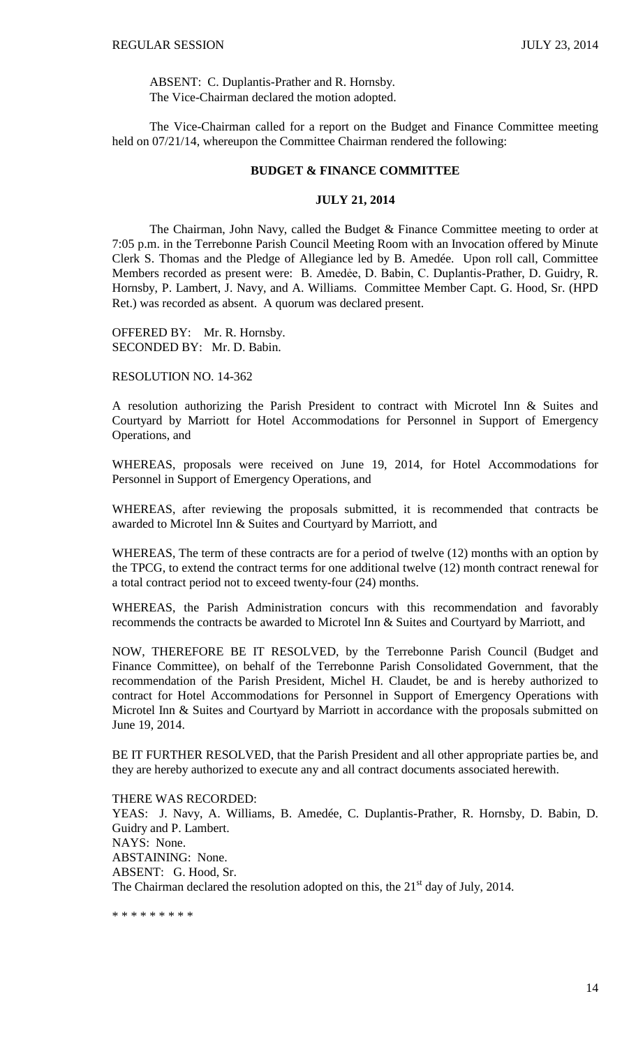ABSENT: C. Duplantis-Prather and R. Hornsby.
The Vice-Chairman declared the motion adopted.

The Vice-Chairman called for a report on the Budget and Finance Committee meeting held on 07/21/14, whereupon the Committee Chairman rendered the following:

**BUDGET & FINANCE COMMITTEE**

**JULY 21, 2014**

The Chairman, John Navy, called the Budget & Finance Committee meeting to order at 7:05 p.m. in the Terrebonne Parish Council Meeting Room with an Invocation offered by Minute Clerk S. Thomas and the Pledge of Allegiance led by B. Amedée. Upon roll call, Committee Members recorded as present were: B. Amedėe, D. Babin, C. Duplantis-Prather, D. Guidry, R. Hornsby, P. Lambert, J. Navy, and A. Williams. Committee Member Capt. G. Hood, Sr. (HPD Ret.) was recorded as absent. A quorum was declared present.

OFFERED BY: Mr. R. Hornsby.
SECONDED BY: Mr. D. Babin.

RESOLUTION NO. 14-362

A resolution authorizing the Parish President to contract with Microtel Inn & Suites and Courtyard by Marriott for Hotel Accommodations for Personnel in Support of Emergency Operations, and

WHEREAS, proposals were received on June 19, 2014, for Hotel Accommodations for Personnel in Support of Emergency Operations, and

WHEREAS, after reviewing the proposals submitted, it is recommended that contracts be awarded to Microtel Inn & Suites and Courtyard by Marriott, and

WHEREAS, The term of these contracts are for a period of twelve (12) months with an option by the TPCG, to extend the contract terms for one additional twelve (12) month contract renewal for a total contract period not to exceed twenty-four (24) months.

WHEREAS, the Parish Administration concurs with this recommendation and favorably recommends the contracts be awarded to Microtel Inn & Suites and Courtyard by Marriott, and

NOW, THEREFORE BE IT RESOLVED, by the Terrebonne Parish Council (Budget and Finance Committee), on behalf of the Terrebonne Parish Consolidated Government, that the recommendation of the Parish President, Michel H. Claudet, be and is hereby authorized to contract for Hotel Accommodations for Personnel in Support of Emergency Operations with Microtel Inn & Suites and Courtyard by Marriott in accordance with the proposals submitted on June 19, 2014.

BE IT FURTHER RESOLVED, that the Parish President and all other appropriate parties be, and they are hereby authorized to execute any and all contract documents associated herewith.

THERE WAS RECORDED:
YEAS: J. Navy, A. Williams, B. Amedée, C. Duplantis-Prather, R. Hornsby, D. Babin, D. Guidry and P. Lambert.
NAYS: None.
ABSTAINING: None.
ABSENT: G. Hood, Sr.
The Chairman declared the resolution adopted on this, the 21st day of July, 2014.

\* \* \* \* \* \* \* \* \*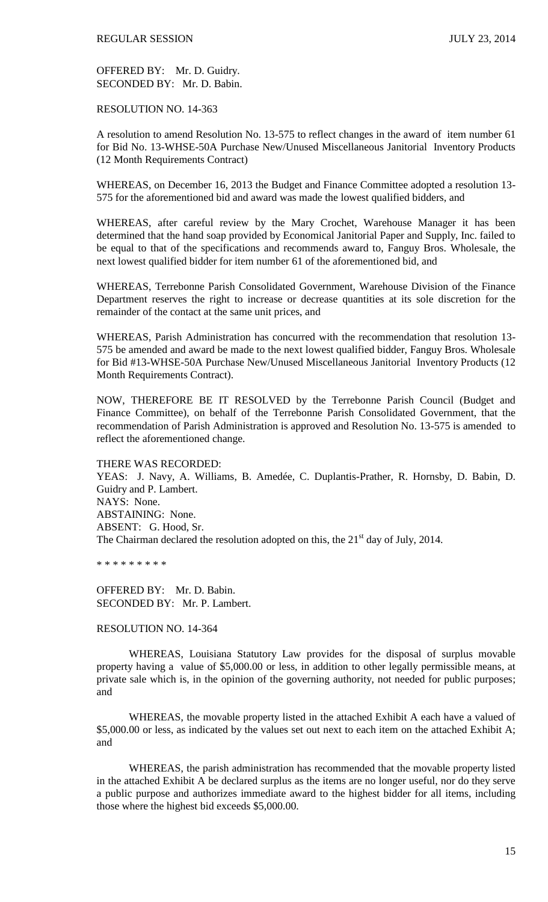OFFERED BY: Mr. D. Guidry.
SECONDED BY: Mr. D. Babin.

RESOLUTION NO. 14-363

A resolution to amend Resolution No. 13-575 to reflect changes in the award of item number 61 for Bid No. 13-WHSE-50A Purchase New/Unused Miscellaneous Janitorial Inventory Products (12 Month Requirements Contract)

WHEREAS, on December 16, 2013 the Budget and Finance Committee adopted a resolution 13-575 for the aforementioned bid and award was made the lowest qualified bidders, and

WHEREAS, after careful review by the Mary Crochet, Warehouse Manager it has been determined that the hand soap provided by Economical Janitorial Paper and Supply, Inc. failed to be equal to that of the specifications and recommends award to, Fanguy Bros. Wholesale, the next lowest qualified bidder for item number 61 of the aforementioned bid, and

WHEREAS, Terrebonne Parish Consolidated Government, Warehouse Division of the Finance Department reserves the right to increase or decrease quantities at its sole discretion for the remainder of the contact at the same unit prices, and

WHEREAS, Parish Administration has concurred with the recommendation that resolution 13-575 be amended and award be made to the next lowest qualified bidder, Fanguy Bros. Wholesale for Bid #13-WHSE-50A Purchase New/Unused Miscellaneous Janitorial Inventory Products (12 Month Requirements Contract).

NOW, THEREFORE BE IT RESOLVED by the Terrebonne Parish Council (Budget and Finance Committee), on behalf of the Terrebonne Parish Consolidated Government, that the recommendation of Parish Administration is approved and Resolution No. 13-575 is amended to reflect the aforementioned change.

THERE WAS RECORDED:
YEAS: J. Navy, A. Williams, B. Amedée, C. Duplantis-Prather, R. Hornsby, D. Babin, D. Guidry and P. Lambert.
NAYS: None.
ABSTAINING: None.
ABSENT: G. Hood, Sr.
The Chairman declared the resolution adopted on this, the 21st day of July, 2014.

* * * * * * * * *

OFFERED BY: Mr. D. Babin.
SECONDED BY: Mr. P. Lambert.

RESOLUTION NO. 14-364

WHEREAS, Louisiana Statutory Law provides for the disposal of surplus movable property having a value of $5,000.00 or less, in addition to other legally permissible means, at private sale which is, in the opinion of the governing authority, not needed for public purposes; and

WHEREAS, the movable property listed in the attached Exhibit A each have a valued of $5,000.00 or less, as indicated by the values set out next to each item on the attached Exhibit A; and

WHEREAS, the parish administration has recommended that the movable property listed in the attached Exhibit A be declared surplus as the items are no longer useful, nor do they serve a public purpose and authorizes immediate award to the highest bidder for all items, including those where the highest bid exceeds $5,000.00.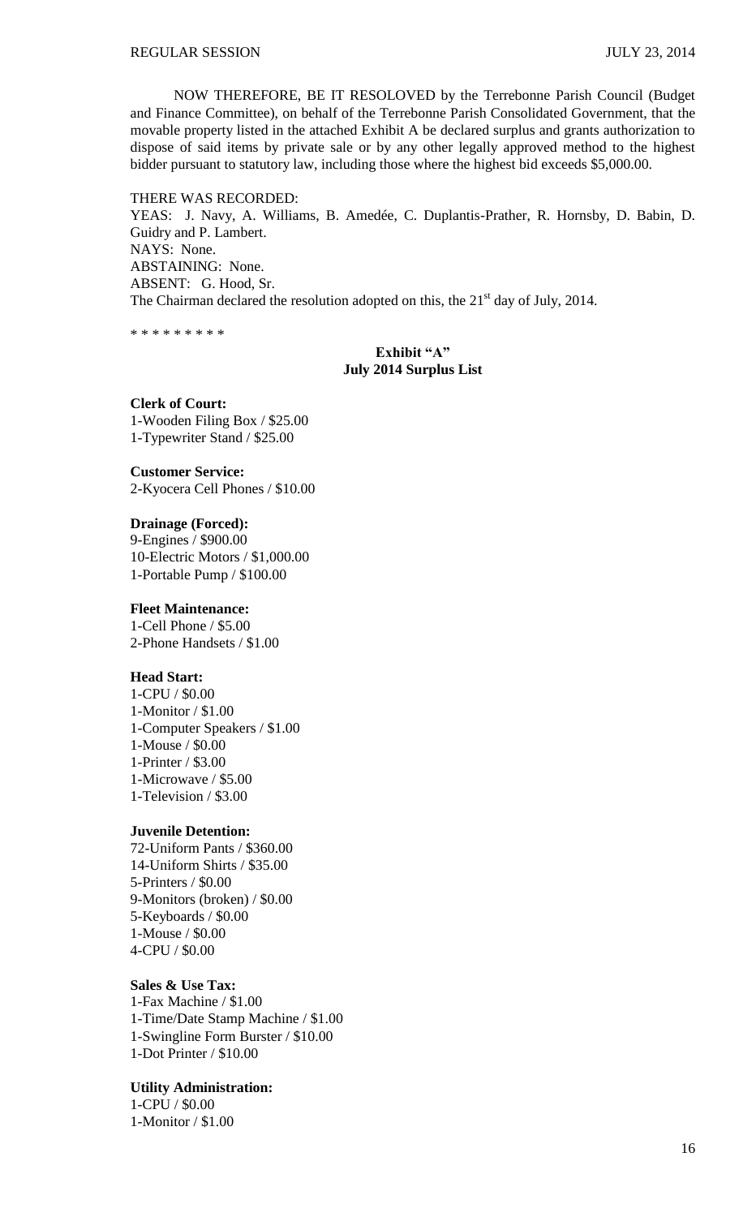NOW THEREFORE, BE IT RESOLOVED by the Terrebonne Parish Council (Budget and Finance Committee), on behalf of the Terrebonne Parish Consolidated Government, that the movable property listed in the attached Exhibit A be declared surplus and grants authorization to dispose of said items by private sale or by any other legally approved method to the highest bidder pursuant to statutory law, including those where the highest bid exceeds $5,000.00.

THERE WAS RECORDED:
YEAS: J. Navy, A. Williams, B. Amedée, C. Duplantis-Prather, R. Hornsby, D. Babin, D. Guidry and P. Lambert.
NAYS: None.
ABSTAINING: None.
ABSENT: G. Hood, Sr.
The Chairman declared the resolution adopted on this, the 21st day of July, 2014.

\* \* \* \* \* \* \* \* \*

**Exhibit "A"**
**July 2014 Surplus List**

**Clerk of Court:**
1-Wooden Filing Box / $25.00
1-Typewriter Stand / $25.00

**Customer Service:**
2-Kyocera Cell Phones / $10.00

**Drainage (Forced):**
9-Engines / $900.00
10-Electric Motors / $1,000.00
1-Portable Pump / $100.00

**Fleet Maintenance:**
1-Cell Phone / $5.00
2-Phone Handsets / $1.00

**Head Start:**
1-CPU / $0.00
1-Monitor / $1.00
1-Computer Speakers / $1.00
1-Mouse / $0.00
1-Printer / $3.00
1-Microwave / $5.00
1-Television / $3.00

**Juvenile Detention:**
72-Uniform Pants / $360.00
14-Uniform Shirts / $35.00
5-Printers / $0.00
9-Monitors (broken) / $0.00
5-Keyboards / $0.00
1-Mouse / $0.00
4-CPU / $0.00

**Sales & Use Tax:**
1-Fax Machine / $1.00
1-Time/Date Stamp Machine / $1.00
1-Swingline Form Burster / $10.00
1-Dot Printer / $10.00

**Utility Administration:**
1-CPU / $0.00
1-Monitor / $1.00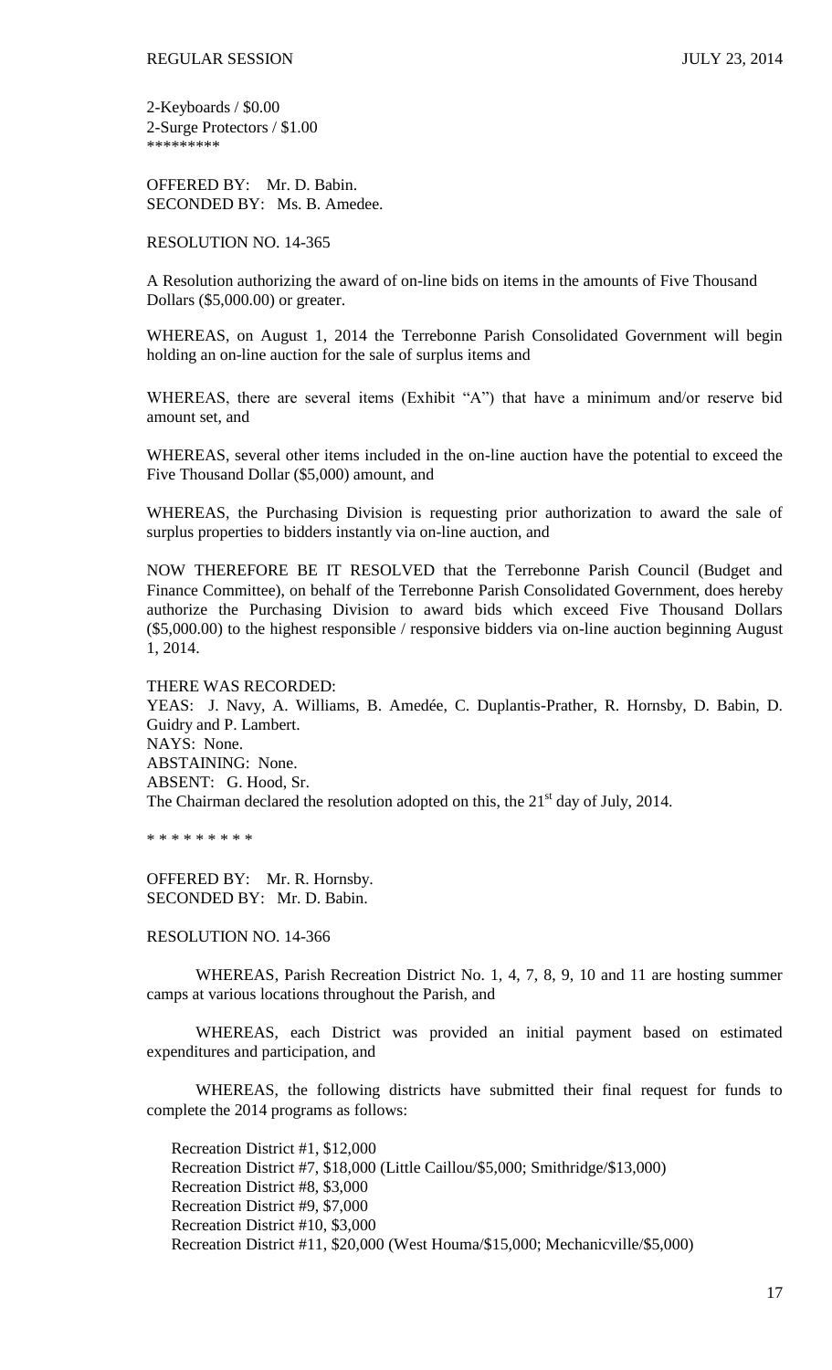2-Keyboards / $0.00
2-Surge Protectors / $1.00
*********

OFFERED BY: Mr. D. Babin.
SECONDED BY: Ms. B. Amedee.

RESOLUTION NO. 14-365

A Resolution authorizing the award of on-line bids on items in the amounts of Five Thousand Dollars ($5,000.00) or greater.

WHEREAS, on August 1, 2014 the Terrebonne Parish Consolidated Government will begin holding an on-line auction for the sale of surplus items and

WHEREAS, there are several items (Exhibit "A") that have a minimum and/or reserve bid amount set, and

WHEREAS, several other items included in the on-line auction have the potential to exceed the Five Thousand Dollar ($5,000) amount, and

WHEREAS, the Purchasing Division is requesting prior authorization to award the sale of surplus properties to bidders instantly via on-line auction, and

NOW THEREFORE BE IT RESOLVED that the Terrebonne Parish Council (Budget and Finance Committee), on behalf of the Terrebonne Parish Consolidated Government, does hereby authorize the Purchasing Division to award bids which exceed Five Thousand Dollars ($5,000.00) to the highest responsible / responsive bidders via on-line auction beginning August 1, 2014.

THERE WAS RECORDED:
YEAS: J. Navy, A. Williams, B. Amedée, C. Duplantis-Prather, R. Hornsby, D. Babin, D. Guidry and P. Lambert.
NAYS: None.
ABSTAINING: None.
ABSENT: G. Hood, Sr.
The Chairman declared the resolution adopted on this, the 21st day of July, 2014.

* * * * * * * * *

OFFERED BY: Mr. R. Hornsby.
SECONDED BY: Mr. D. Babin.

RESOLUTION NO. 14-366

WHEREAS, Parish Recreation District No. 1, 4, 7, 8, 9, 10 and 11 are hosting summer camps at various locations throughout the Parish, and

WHEREAS, each District was provided an initial payment based on estimated expenditures and participation, and

WHEREAS, the following districts have submitted their final request for funds to complete the 2014 programs as follows:

Recreation District #1, $12,000
Recreation District #7, $18,000 (Little Caillou/$5,000; Smithridge/$13,000)
Recreation District #8, $3,000
Recreation District #9, $7,000
Recreation District #10, $3,000
Recreation District #11, $20,000 (West Houma/$15,000; Mechanicville/$5,000)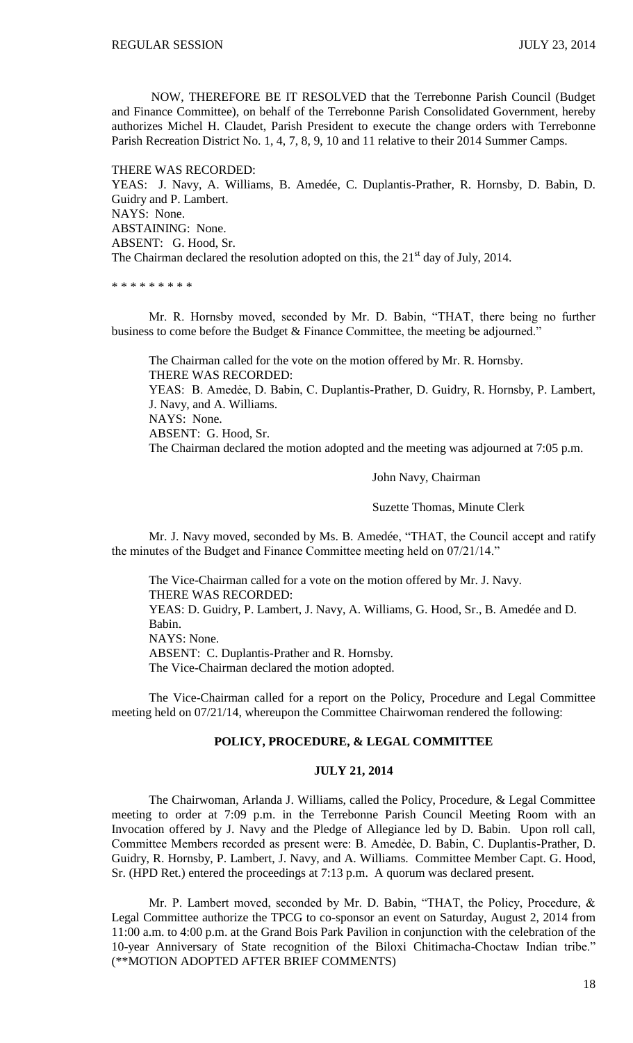NOW, THEREFORE BE IT RESOLVED that the Terrebonne Parish Council (Budget and Finance Committee), on behalf of the Terrebonne Parish Consolidated Government, hereby authorizes Michel H. Claudet, Parish President to execute the change orders with Terrebonne Parish Recreation District No. 1, 4, 7, 8, 9, 10 and 11 relative to their 2014 Summer Camps.

THERE WAS RECORDED:
YEAS: J. Navy, A. Williams, B. Amedée, C. Duplantis-Prather, R. Hornsby, D. Babin, D. Guidry and P. Lambert.
NAYS: None.
ABSTAINING: None.
ABSENT: G. Hood, Sr.
The Chairman declared the resolution adopted on this, the 21st day of July, 2014.

* * * * * * * * *

Mr. R. Hornsby moved, seconded by Mr. D. Babin, "THAT, there being no further business to come before the Budget & Finance Committee, the meeting be adjourned."

The Chairman called for the vote on the motion offered by Mr. R. Hornsby.
THERE WAS RECORDED:
YEAS: B. Amedѐe, D. Babin, C. Duplantis-Prather, D. Guidry, R. Hornsby, P. Lambert, J. Navy, and A. Williams.
NAYS: None.
ABSENT: G. Hood, Sr.
The Chairman declared the motion adopted and the meeting was adjourned at 7:05 p.m.

John Navy, Chairman

Suzette Thomas, Minute Clerk

Mr. J. Navy moved, seconded by Ms. B. Amedée, "THAT, the Council accept and ratify the minutes of the Budget and Finance Committee meeting held on 07/21/14."

The Vice-Chairman called for a vote on the motion offered by Mr. J. Navy.
THERE WAS RECORDED:
YEAS: D. Guidry, P. Lambert, J. Navy, A. Williams, G. Hood, Sr., B. Amedée and D. Babin.
NAYS: None.
ABSENT: C. Duplantis-Prather and R. Hornsby.
The Vice-Chairman declared the motion adopted.

The Vice-Chairman called for a report on the Policy, Procedure and Legal Committee meeting held on 07/21/14, whereupon the Committee Chairwoman rendered the following:

## POLICY, PROCEDURE, & LEGAL COMMITTEE

## JULY 21, 2014

The Chairwoman, Arlanda J. Williams, called the Policy, Procedure, & Legal Committee meeting to order at 7:09 p.m. in the Terrebonne Parish Council Meeting Room with an Invocation offered by J. Navy and the Pledge of Allegiance led by D. Babin. Upon roll call, Committee Members recorded as present were: B. Amedѐe, D. Babin, C. Duplantis-Prather, D. Guidry, R. Hornsby, P. Lambert, J. Navy, and A. Williams. Committee Member Capt. G. Hood, Sr. (HPD Ret.) entered the proceedings at 7:13 p.m. A quorum was declared present.

Mr. P. Lambert moved, seconded by Mr. D. Babin, "THAT, the Policy, Procedure, & Legal Committee authorize the TPCG to co-sponsor an event on Saturday, August 2, 2014 from 11:00 a.m. to 4:00 p.m. at the Grand Bois Park Pavilion in conjunction with the celebration of the 10-year Anniversary of State recognition of the Biloxi Chitimacha-Choctaw Indian tribe." (**MOTION ADOPTED AFTER BRIEF COMMENTS)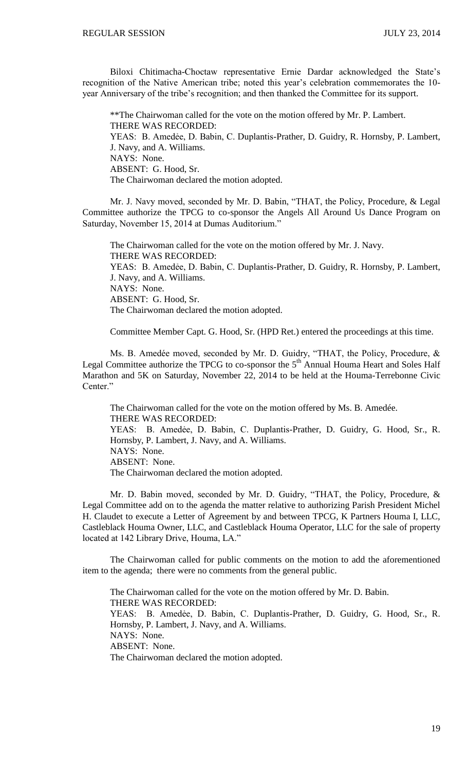Biloxi Chitimacha-Choctaw representative Ernie Dardar acknowledged the State's recognition of the Native American tribe; noted this year's celebration commemorates the 10-year Anniversary of the tribe's recognition; and then thanked the Committee for its support.

**The Chairwoman called for the vote on the motion offered by Mr. P. Lambert.
THERE WAS RECORDED:
YEAS: B. Amedèe, D. Babin, C. Duplantis-Prather, D. Guidry, R. Hornsby, P. Lambert, J. Navy, and A. Williams.
NAYS: None.
ABSENT: G. Hood, Sr.
The Chairwoman declared the motion adopted.

Mr. J. Navy moved, seconded by Mr. D. Babin, "THAT, the Policy, Procedure, & Legal Committee authorize the TPCG to co-sponsor the Angels All Around Us Dance Program on Saturday, November 15, 2014 at Dumas Auditorium."

The Chairwoman called for the vote on the motion offered by Mr. J. Navy.
THERE WAS RECORDED:
YEAS: B. Amedèe, D. Babin, C. Duplantis-Prather, D. Guidry, R. Hornsby, P. Lambert, J. Navy, and A. Williams.
NAYS: None.
ABSENT: G. Hood, Sr.
The Chairwoman declared the motion adopted.

Committee Member Capt. G. Hood, Sr. (HPD Ret.) entered the proceedings at this time.

Ms. B. Amedée moved, seconded by Mr. D. Guidry, "THAT, the Policy, Procedure, & Legal Committee authorize the TPCG to co-sponsor the 5th Annual Houma Heart and Soles Half Marathon and 5K on Saturday, November 22, 2014 to be held at the Houma-Terrebonne Civic Center."

The Chairwoman called for the vote on the motion offered by Ms. B. Amedée.
THERE WAS RECORDED:
YEAS: B. Amedèe, D. Babin, C. Duplantis-Prather, D. Guidry, G. Hood, Sr., R. Hornsby, P. Lambert, J. Navy, and A. Williams.
NAYS: None.
ABSENT: None.
The Chairwoman declared the motion adopted.

Mr. D. Babin moved, seconded by Mr. D. Guidry, "THAT, the Policy, Procedure, & Legal Committee add on to the agenda the matter relative to authorizing Parish President Michel H. Claudet to execute a Letter of Agreement by and between TPCG, K Partners Houma I, LLC, Castleblack Houma Owner, LLC, and Castleblack Houma Operator, LLC for the sale of property located at 142 Library Drive, Houma, LA."

The Chairwoman called for public comments on the motion to add the aforementioned item to the agenda; there were no comments from the general public.

The Chairwoman called for the vote on the motion offered by Mr. D. Babin.
THERE WAS RECORDED:
YEAS: B. Amedèe, D. Babin, C. Duplantis-Prather, D. Guidry, G. Hood, Sr., R. Hornsby, P. Lambert, J. Navy, and A. Williams.
NAYS: None.
ABSENT: None.
The Chairwoman declared the motion adopted.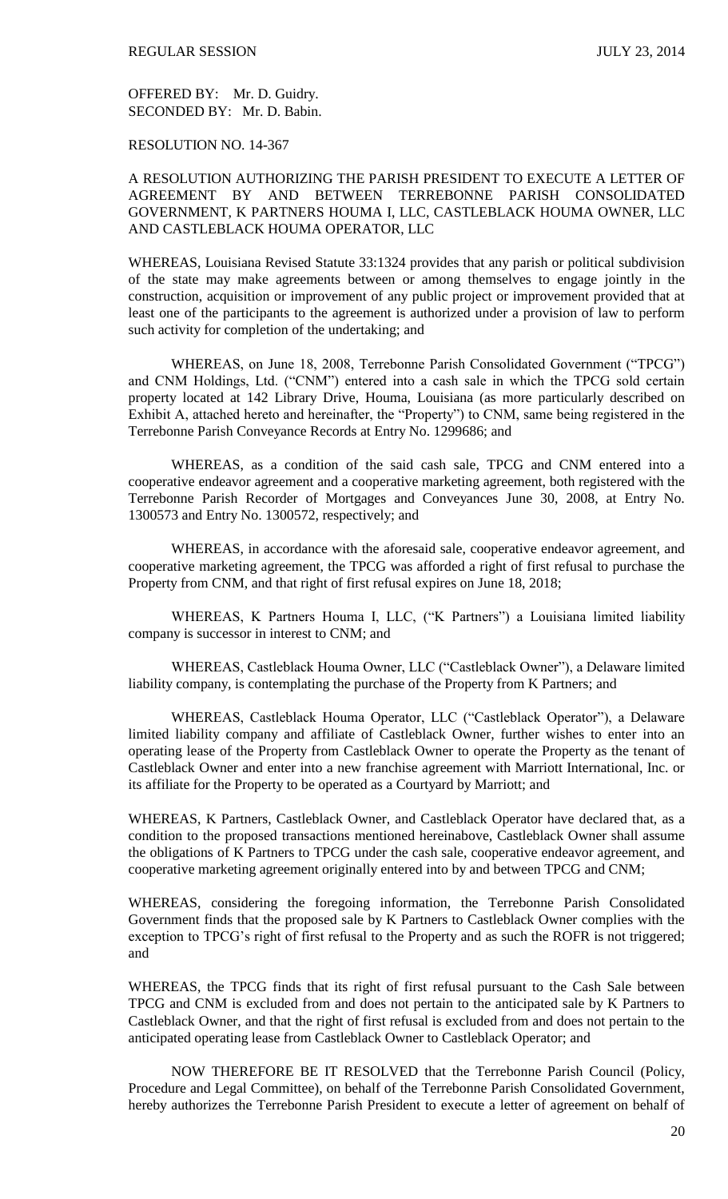OFFERED BY: Mr. D. Guidry.
SECONDED BY: Mr. D. Babin.

RESOLUTION NO. 14-367

A RESOLUTION AUTHORIZING THE PARISH PRESIDENT TO EXECUTE A LETTER OF AGREEMENT BY AND BETWEEN TERREBONNE PARISH CONSOLIDATED GOVERNMENT, K PARTNERS HOUMA I, LLC, CASTLEBLACK HOUMA OWNER, LLC AND CASTLEBLACK HOUMA OPERATOR, LLC

WHEREAS, Louisiana Revised Statute 33:1324 provides that any parish or political subdivision of the state may make agreements between or among themselves to engage jointly in the construction, acquisition or improvement of any public project or improvement provided that at least one of the participants to the agreement is authorized under a provision of law to perform such activity for completion of the undertaking; and

WHEREAS, on June 18, 2008, Terrebonne Parish Consolidated Government ("TPCG") and CNM Holdings, Ltd. ("CNM") entered into a cash sale in which the TPCG sold certain property located at 142 Library Drive, Houma, Louisiana (as more particularly described on Exhibit A, attached hereto and hereinafter, the "Property") to CNM, same being registered in the Terrebonne Parish Conveyance Records at Entry No. 1299686; and

WHEREAS, as a condition of the said cash sale, TPCG and CNM entered into a cooperative endeavor agreement and a cooperative marketing agreement, both registered with the Terrebonne Parish Recorder of Mortgages and Conveyances June 30, 2008, at Entry No. 1300573 and Entry No. 1300572, respectively; and

WHEREAS, in accordance with the aforesaid sale, cooperative endeavor agreement, and cooperative marketing agreement, the TPCG was afforded a right of first refusal to purchase the Property from CNM, and that right of first refusal expires on June 18, 2018;

WHEREAS, K Partners Houma I, LLC, ("K Partners") a Louisiana limited liability company is successor in interest to CNM; and

WHEREAS, Castleblack Houma Owner, LLC ("Castleblack Owner"), a Delaware limited liability company, is contemplating the purchase of the Property from K Partners; and

WHEREAS, Castleblack Houma Operator, LLC ("Castleblack Operator"), a Delaware limited liability company and affiliate of Castleblack Owner, further wishes to enter into an operating lease of the Property from Castleblack Owner to operate the Property as the tenant of Castleblack Owner and enter into a new franchise agreement with Marriott International, Inc. or its affiliate for the Property to be operated as a Courtyard by Marriott; and

WHEREAS, K Partners, Castleblack Owner, and Castleblack Operator have declared that, as a condition to the proposed transactions mentioned hereinabove, Castleblack Owner shall assume the obligations of K Partners to TPCG under the cash sale, cooperative endeavor agreement, and cooperative marketing agreement originally entered into by and between TPCG and CNM;

WHEREAS, considering the foregoing information, the Terrebonne Parish Consolidated Government finds that the proposed sale by K Partners to Castleblack Owner complies with the exception to TPCG's right of first refusal to the Property and as such the ROFR is not triggered; and

WHEREAS, the TPCG finds that its right of first refusal pursuant to the Cash Sale between TPCG and CNM is excluded from and does not pertain to the anticipated sale by K Partners to Castleblack Owner, and that the right of first refusal is excluded from and does not pertain to the anticipated operating lease from Castleblack Owner to Castleblack Operator; and

NOW THEREFORE BE IT RESOLVED that the Terrebonne Parish Council (Policy, Procedure and Legal Committee), on behalf of the Terrebonne Parish Consolidated Government, hereby authorizes the Terrebonne Parish President to execute a letter of agreement on behalf of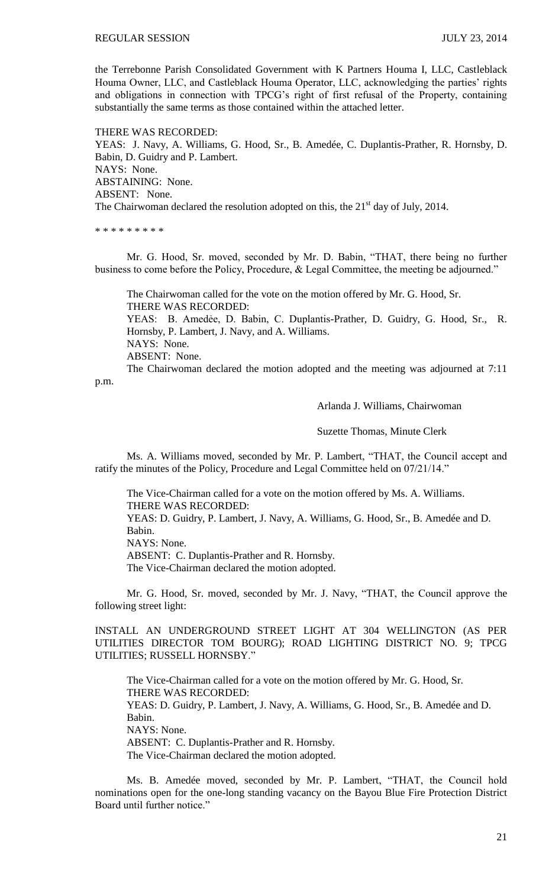the Terrebonne Parish Consolidated Government with K Partners Houma I, LLC, Castleblack Houma Owner, LLC, and Castleblack Houma Operator, LLC, acknowledging the parties' rights and obligations in connection with TPCG's right of first refusal of the Property, containing substantially the same terms as those contained within the attached letter.

THERE WAS RECORDED:
YEAS: J. Navy, A. Williams, G. Hood, Sr., B. Amedée, C. Duplantis-Prather, R. Hornsby, D. Babin, D. Guidry and P. Lambert.
NAYS: None.
ABSTAINING: None.
ABSENT: None.
The Chairwoman declared the resolution adopted on this, the 21st day of July, 2014.

\* \* \* \* \* \* \* \* \*

Mr. G. Hood, Sr. moved, seconded by Mr. D. Babin, "THAT, there being no further business to come before the Policy, Procedure, & Legal Committee, the meeting be adjourned."

The Chairwoman called for the vote on the motion offered by Mr. G. Hood, Sr.
THERE WAS RECORDED:
YEAS: B. Amedée, D. Babin, C. Duplantis-Prather, D. Guidry, G. Hood, Sr., R. Hornsby, P. Lambert, J. Navy, and A. Williams.
NAYS: None.
ABSENT: None.
The Chairwoman declared the motion adopted and the meeting was adjourned at 7:11 p.m.

Arlanda J. Williams, Chairwoman

Suzette Thomas, Minute Clerk

Ms. A. Williams moved, seconded by Mr. P. Lambert, "THAT, the Council accept and ratify the minutes of the Policy, Procedure and Legal Committee held on 07/21/14."

The Vice-Chairman called for a vote on the motion offered by Ms. A. Williams.
THERE WAS RECORDED:
YEAS: D. Guidry, P. Lambert, J. Navy, A. Williams, G. Hood, Sr., B. Amedée and D. Babin.
NAYS: None.
ABSENT: C. Duplantis-Prather and R. Hornsby.
The Vice-Chairman declared the motion adopted.

Mr. G. Hood, Sr. moved, seconded by Mr. J. Navy, "THAT, the Council approve the following street light:

INSTALL AN UNDERGROUND STREET LIGHT AT 304 WELLINGTON (AS PER UTILITIES DIRECTOR TOM BOURG); ROAD LIGHTING DISTRICT NO. 9; TPCG UTILITIES; RUSSELL HORNSBY."

The Vice-Chairman called for a vote on the motion offered by Mr. G. Hood, Sr.
THERE WAS RECORDED:
YEAS: D. Guidry, P. Lambert, J. Navy, A. Williams, G. Hood, Sr., B. Amedée and D. Babin.
NAYS: None.
ABSENT: C. Duplantis-Prather and R. Hornsby.
The Vice-Chairman declared the motion adopted.

Ms. B. Amedée moved, seconded by Mr. P. Lambert, "THAT, the Council hold nominations open for the one-long standing vacancy on the Bayou Blue Fire Protection District Board until further notice."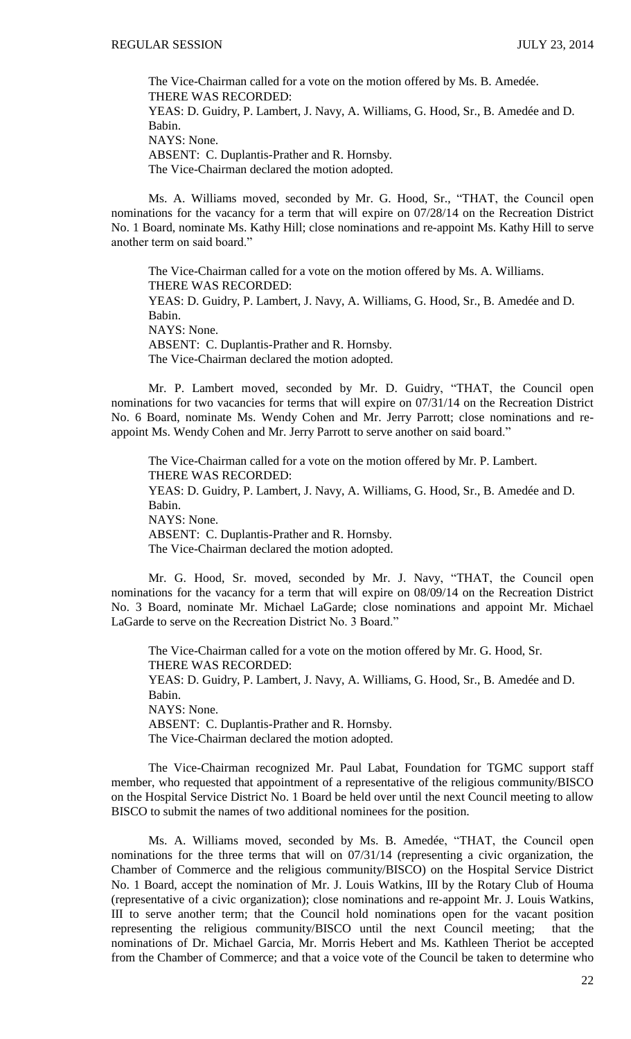The Vice-Chairman called for a vote on the motion offered by Ms. B. Amedée.
THERE WAS RECORDED:
YEAS: D. Guidry, P. Lambert, J. Navy, A. Williams, G. Hood, Sr., B. Amedée and D. Babin.
NAYS: None.
ABSENT: C. Duplantis-Prather and R. Hornsby.
The Vice-Chairman declared the motion adopted.

Ms. A. Williams moved, seconded by Mr. G. Hood, Sr., "THAT, the Council open nominations for the vacancy for a term that will expire on 07/28/14 on the Recreation District No. 1 Board, nominate Ms. Kathy Hill; close nominations and re-appoint Ms. Kathy Hill to serve another term on said board."

The Vice-Chairman called for a vote on the motion offered by Ms. A. Williams.
THERE WAS RECORDED:
YEAS: D. Guidry, P. Lambert, J. Navy, A. Williams, G. Hood, Sr., B. Amedée and D. Babin.
NAYS: None.
ABSENT: C. Duplantis-Prather and R. Hornsby.
The Vice-Chairman declared the motion adopted.

Mr. P. Lambert moved, seconded by Mr. D. Guidry, "THAT, the Council open nominations for two vacancies for terms that will expire on 07/31/14 on the Recreation District No. 6 Board, nominate Ms. Wendy Cohen and Mr. Jerry Parrott; close nominations and re-appoint Ms. Wendy Cohen and Mr. Jerry Parrott to serve another on said board."

The Vice-Chairman called for a vote on the motion offered by Mr. P. Lambert.
THERE WAS RECORDED:
YEAS: D. Guidry, P. Lambert, J. Navy, A. Williams, G. Hood, Sr., B. Amedée and D. Babin.
NAYS: None.
ABSENT: C. Duplantis-Prather and R. Hornsby.
The Vice-Chairman declared the motion adopted.

Mr. G. Hood, Sr. moved, seconded by Mr. J. Navy, "THAT, the Council open nominations for the vacancy for a term that will expire on 08/09/14 on the Recreation District No. 3 Board, nominate Mr. Michael LaGarde; close nominations and appoint Mr. Michael LaGarde to serve on the Recreation District No. 3 Board."

The Vice-Chairman called for a vote on the motion offered by Mr. G. Hood, Sr.
THERE WAS RECORDED:
YEAS: D. Guidry, P. Lambert, J. Navy, A. Williams, G. Hood, Sr., B. Amedée and D. Babin.
NAYS: None.
ABSENT: C. Duplantis-Prather and R. Hornsby.
The Vice-Chairman declared the motion adopted.

The Vice-Chairman recognized Mr. Paul Labat, Foundation for TGMC support staff member, who requested that appointment of a representative of the religious community/BISCO on the Hospital Service District No. 1 Board be held over until the next Council meeting to allow BISCO to submit the names of two additional nominees for the position.

Ms. A. Williams moved, seconded by Ms. B. Amedée, "THAT, the Council open nominations for the three terms that will on 07/31/14 (representing a civic organization, the Chamber of Commerce and the religious community/BISCO) on the Hospital Service District No. 1 Board, accept the nomination of Mr. J. Louis Watkins, III by the Rotary Club of Houma (representative of a civic organization); close nominations and re-appoint Mr. J. Louis Watkins, III to serve another term; that the Council hold nominations open for the vacant position representing the religious community/BISCO until the next Council meeting; that the nominations of Dr. Michael Garcia, Mr. Morris Hebert and Ms. Kathleen Theriot be accepted from the Chamber of Commerce; and that a voice vote of the Council be taken to determine who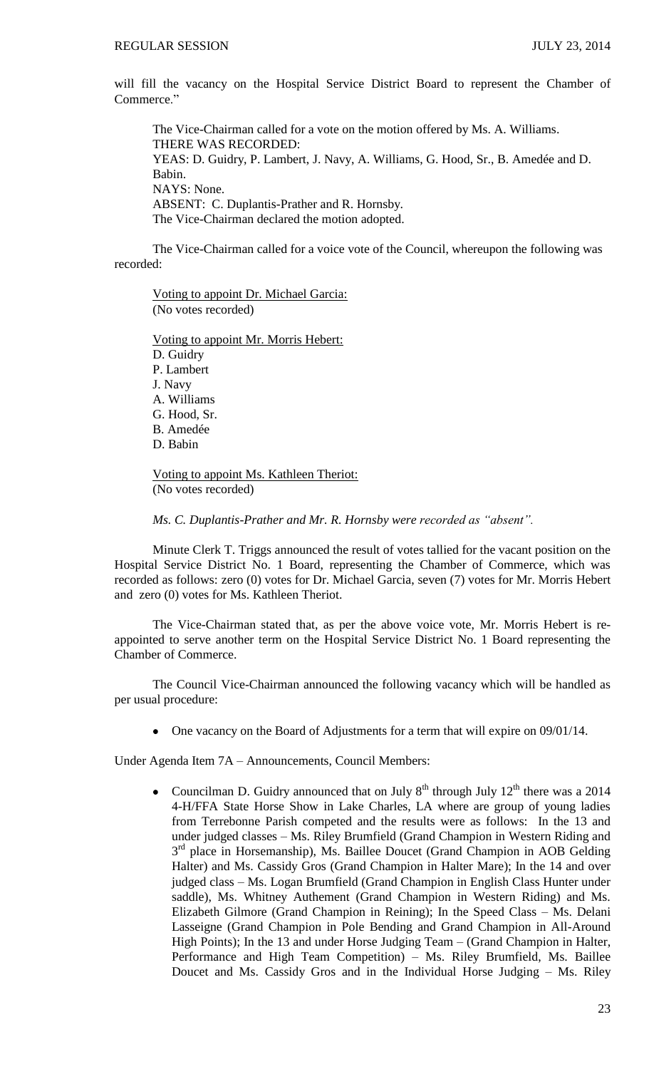will fill the vacancy on the Hospital Service District Board to represent the Chamber of Commerce."

The Vice-Chairman called for a vote on the motion offered by Ms. A. Williams.
THERE WAS RECORDED:
YEAS: D. Guidry, P. Lambert, J. Navy, A. Williams, G. Hood, Sr., B. Amedée and D. Babin.
NAYS: None.
ABSENT: C. Duplantis-Prather and R. Hornsby.
The Vice-Chairman declared the motion adopted.

The Vice-Chairman called for a voice vote of the Council, whereupon the following was recorded:

Voting to appoint Dr. Michael Garcia:
(No votes recorded)

Voting to appoint Mr. Morris Hebert:
D. Guidry
P. Lambert
J. Navy
A. Williams
G. Hood, Sr.
B. Amedée
D. Babin

Voting to appoint Ms. Kathleen Theriot:
(No votes recorded)

*Ms. C. Duplantis-Prather and Mr. R. Hornsby were recorded as "absent".*

Minute Clerk T. Triggs announced the result of votes tallied for the vacant position on the Hospital Service District No. 1 Board, representing the Chamber of Commerce, which was recorded as follows: zero (0) votes for Dr. Michael Garcia, seven (7) votes for Mr. Morris Hebert and zero (0) votes for Ms. Kathleen Theriot.

The Vice-Chairman stated that, as per the above voice vote, Mr. Morris Hebert is re-appointed to serve another term on the Hospital Service District No. 1 Board representing the Chamber of Commerce.

The Council Vice-Chairman announced the following vacancy which will be handled as per usual procedure:

- One vacancy on the Board of Adjustments for a term that will expire on 09/01/14.

Under Agenda Item 7A – Announcements, Council Members:

- Councilman D. Guidry announced that on July 8th through July 12th there was a 2014 4-H/FFA State Horse Show in Lake Charles, LA where are group of young ladies from Terrebonne Parish competed and the results were as follows: In the 13 and under judged classes – Ms. Riley Brumfield (Grand Champion in Western Riding and 3rd place in Horsemanship), Ms. Baillee Doucet (Grand Champion in AOB Gelding Halter) and Ms. Cassidy Gros (Grand Champion in Halter Mare); In the 14 and over judged class – Ms. Logan Brumfield (Grand Champion in English Class Hunter under saddle), Ms. Whitney Authement (Grand Champion in Western Riding) and Ms. Elizabeth Gilmore (Grand Champion in Reining); In the Speed Class – Ms. Delani Lasseigne (Grand Champion in Pole Bending and Grand Champion in All-Around High Points); In the 13 and under Horse Judging Team – (Grand Champion in Halter, Performance and High Team Competition) – Ms. Riley Brumfield, Ms. Baillee Doucet and Ms. Cassidy Gros and in the Individual Horse Judging – Ms. Riley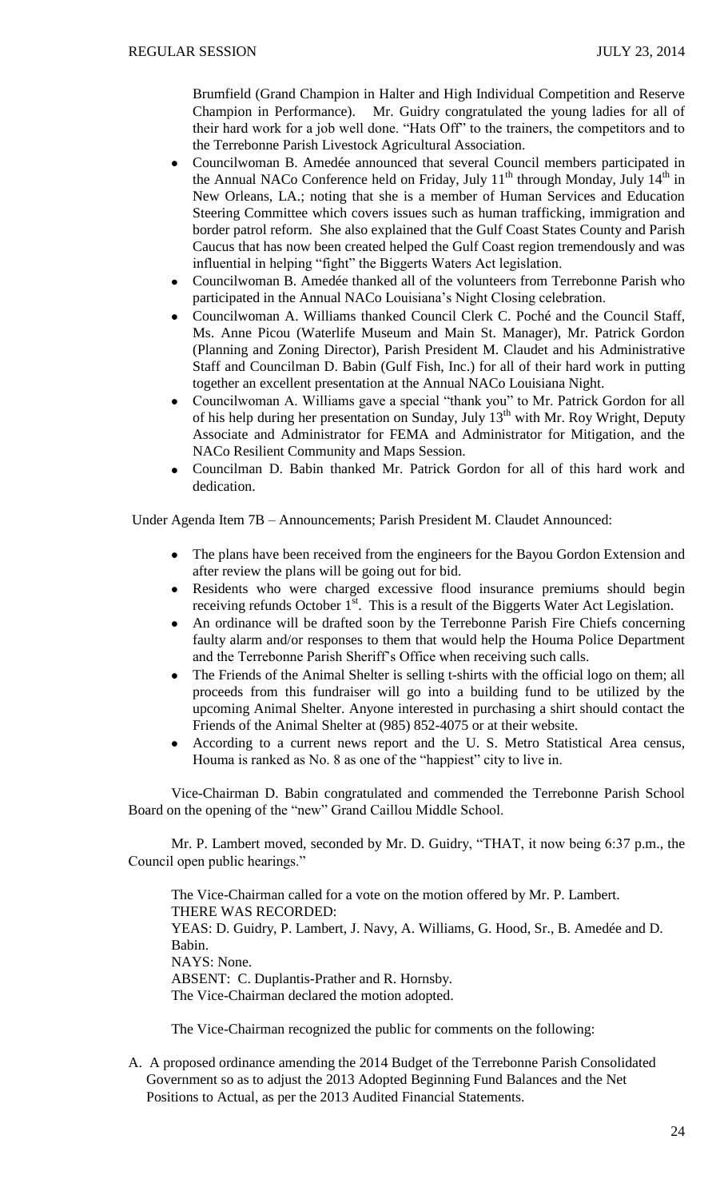Brumfield (Grand Champion in Halter and High Individual Competition and Reserve Champion in Performance). Mr. Guidry congratulated the young ladies for all of their hard work for a job well done. "Hats Off" to the trainers, the competitors and to the Terrebonne Parish Livestock Agricultural Association.

- Councilwoman B. Amedée announced that several Council members participated in the Annual NACo Conference held on Friday, July 11th through Monday, July 14th in New Orleans, LA.; noting that she is a member of Human Services and Education Steering Committee which covers issues such as human trafficking, immigration and border patrol reform. She also explained that the Gulf Coast States County and Parish Caucus that has now been created helped the Gulf Coast region tremendously and was influential in helping "fight" the Biggerts Waters Act legislation.
- Councilwoman B. Amedée thanked all of the volunteers from Terrebonne Parish who participated in the Annual NACo Louisiana's Night Closing celebration.
- Councilwoman A. Williams thanked Council Clerk C. Poché and the Council Staff, Ms. Anne Picou (Waterlife Museum and Main St. Manager), Mr. Patrick Gordon (Planning and Zoning Director), Parish President M. Claudet and his Administrative Staff and Councilman D. Babin (Gulf Fish, Inc.) for all of their hard work in putting together an excellent presentation at the Annual NACo Louisiana Night.
- Councilwoman A. Williams gave a special "thank you" to Mr. Patrick Gordon for all of his help during her presentation on Sunday, July 13th with Mr. Roy Wright, Deputy Associate and Administrator for FEMA and Administrator for Mitigation, and the NACo Resilient Community and Maps Session.
- Councilman D. Babin thanked Mr. Patrick Gordon for all of this hard work and dedication.

Under Agenda Item 7B – Announcements; Parish President M. Claudet Announced:

- The plans have been received from the engineers for the Bayou Gordon Extension and after review the plans will be going out for bid.
- Residents who were charged excessive flood insurance premiums should begin receiving refunds October 1st. This is a result of the Biggerts Water Act Legislation.
- An ordinance will be drafted soon by the Terrebonne Parish Fire Chiefs concerning faulty alarm and/or responses to them that would help the Houma Police Department and the Terrebonne Parish Sheriff's Office when receiving such calls.
- The Friends of the Animal Shelter is selling t-shirts with the official logo on them; all proceeds from this fundraiser will go into a building fund to be utilized by the upcoming Animal Shelter. Anyone interested in purchasing a shirt should contact the Friends of the Animal Shelter at (985) 852-4075 or at their website.
- According to a current news report and the U. S. Metro Statistical Area census, Houma is ranked as No. 8 as one of the "happiest" city to live in.

Vice-Chairman D. Babin congratulated and commended the Terrebonne Parish School Board on the opening of the "new" Grand Caillou Middle School.

Mr. P. Lambert moved, seconded by Mr. D. Guidry, "THAT, it now being 6:37 p.m., the Council open public hearings."

The Vice-Chairman called for a vote on the motion offered by Mr. P. Lambert.
THERE WAS RECORDED:
YEAS: D. Guidry, P. Lambert, J. Navy, A. Williams, G. Hood, Sr., B. Amedée and D. Babin.
NAYS: None.
ABSENT: C. Duplantis-Prather and R. Hornsby.
The Vice-Chairman declared the motion adopted.

The Vice-Chairman recognized the public for comments on the following:

A. A proposed ordinance amending the 2014 Budget of the Terrebonne Parish Consolidated Government so as to adjust the 2013 Adopted Beginning Fund Balances and the Net Positions to Actual, as per the 2013 Audited Financial Statements.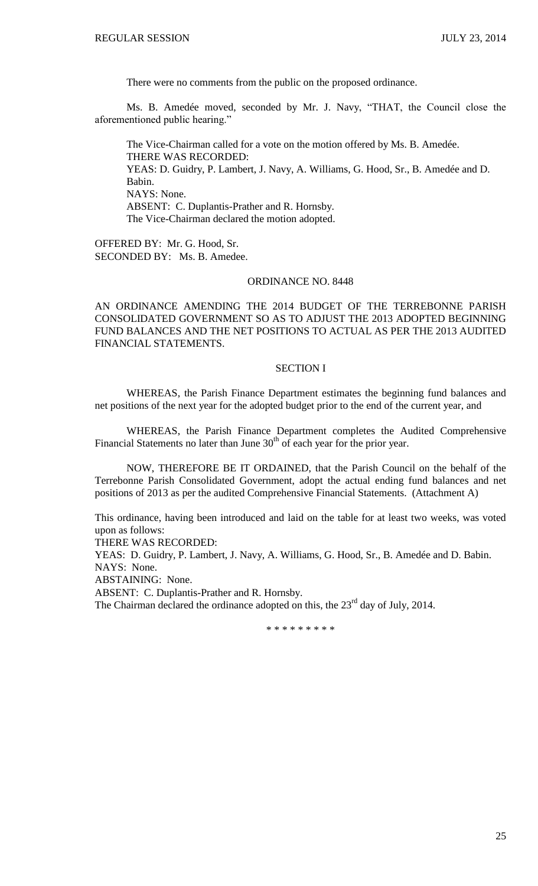There were no comments from the public on the proposed ordinance.

Ms. B. Amedée moved, seconded by Mr. J. Navy, "THAT, the Council close the aforementioned public hearing."

The Vice-Chairman called for a vote on the motion offered by Ms. B. Amedée.
THERE WAS RECORDED:
YEAS: D. Guidry, P. Lambert, J. Navy, A. Williams, G. Hood, Sr., B. Amedée and D. Babin.
NAYS: None.
ABSENT: C. Duplantis-Prather and R. Hornsby.
The Vice-Chairman declared the motion adopted.

OFFERED BY: Mr. G. Hood, Sr.
SECONDED BY: Ms. B. Amedee.

ORDINANCE NO. 8448

AN ORDINANCE AMENDING THE 2014 BUDGET OF THE TERREBONNE PARISH CONSOLIDATED GOVERNMENT SO AS TO ADJUST THE 2013 ADOPTED BEGINNING FUND BALANCES AND THE NET POSITIONS TO ACTUAL AS PER THE 2013 AUDITED FINANCIAL STATEMENTS.

SECTION I

WHEREAS, the Parish Finance Department estimates the beginning fund balances and net positions of the next year for the adopted budget prior to the end of the current year, and

WHEREAS, the Parish Finance Department completes the Audited Comprehensive Financial Statements no later than June 30th of each year for the prior year.

NOW, THEREFORE BE IT ORDAINED, that the Parish Council on the behalf of the Terrebonne Parish Consolidated Government, adopt the actual ending fund balances and net positions of 2013 as per the audited Comprehensive Financial Statements. (Attachment A)

This ordinance, having been introduced and laid on the table for at least two weeks, was voted upon as follows:
THERE WAS RECORDED:
YEAS: D. Guidry, P. Lambert, J. Navy, A. Williams, G. Hood, Sr., B. Amedée and D. Babin.
NAYS: None.
ABSTAINING: None.
ABSENT: C. Duplantis-Prather and R. Hornsby.
The Chairman declared the ordinance adopted on this, the 23rd day of July, 2014.

\* \* \* \* \* \* \* \* \*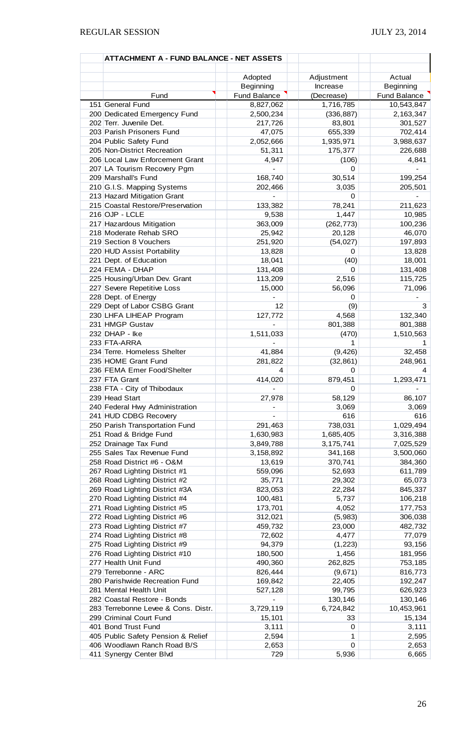## ATTACHMENT A - FUND BALANCE - NET ASSETS

| Fund | Adopted Beginning Fund Balance | Adjustment Increase (Decrease) | Actual Beginning Fund Balance |
|---|---|---|---|
| 151 General Fund | 8,827,062 | 1,716,785 | 10,543,847 |
| 200 Dedicated Emergency Fund | 2,500,234 | (336,887) | 2,163,347 |
| 202 Terr. Juvenile Det. | 217,726 | 83,801 | 301,527 |
| 203 Parish Prisoners Fund | 47,075 | 655,339 | 702,414 |
| 204 Public Safety Fund | 2,052,666 | 1,935,971 | 3,988,637 |
| 205 Non-District Recreation | 51,311 | 175,377 | 226,688 |
| 206 Local Law Enforcement Grant | 4,947 | (106) | 4,841 |
| 207 LA Tourism Recovery Pgm | - | 0 | - |
| 209 Marshall's Fund | 168,740 | 30,514 | 199,254 |
| 210 G.I.S. Mapping Systems | 202,466 | 3,035 | 205,501 |
| 213 Hazard Mitigation Grant | - | 0 | - |
| 215 Coastal Restore/Preservation | 133,382 | 78,241 | 211,623 |
| 216 OJP - LCLE | 9,538 | 1,447 | 10,985 |
| 217 Hazardous Mitigation | 363,009 | (262,773) | 100,236 |
| 218 Moderate Rehab SRO | 25,942 | 20,128 | 46,070 |
| 219 Section 8 Vouchers | 251,920 | (54,027) | 197,893 |
| 220 HUD Assist Portability | 13,828 | 0 | 13,828 |
| 221 Dept. of Education | 18,041 | (40) | 18,001 |
| 224 FEMA - DHAP | 131,408 | 0 | 131,408 |
| 225 Housing/Urban Dev. Grant | 113,209 | 2,516 | 115,725 |
| 227 Severe Repetitive Loss | 15,000 | 56,096 | 71,096 |
| 228 Dept. of Energy | - | 0 | - |
| 229 Dept of Labor CSBG Grant | 12 | (9) | 3 |
| 230 LHFA LIHEAP Program | 127,772 | 4,568 | 132,340 |
| 231 HMGP Gustav | - | 801,388 | 801,388 |
| 232 DHAP - Ike | 1,511,033 | (470) | 1,510,563 |
| 233 FTA-ARRA | - | 1 | 1 |
| 234 Terr. Homeless Shelter | 41,884 | (9,426) | 32,458 |
| 235 HOME Grant Fund | 281,822 | (32,861) | 248,961 |
| 236 FEMA Emer Food/Shelter | 4 | 0 | 4 |
| 237 FTA Grant | 414,020 | 879,451 | 1,293,471 |
| 238 FTA - City of Thibodaux | - | 0 | - |
| 239 Head Start | 27,978 | 58,129 | 86,107 |
| 240 Federal Hwy Administration | - | 3,069 | 3,069 |
| 241 HUD CDBG Recovery | - | 616 | 616 |
| 250 Parish Transportation Fund | 291,463 | 738,031 | 1,029,494 |
| 251 Road & Bridge Fund | 1,630,983 | 1,685,405 | 3,316,388 |
| 252 Drainage Tax Fund | 3,849,788 | 3,175,741 | 7,025,529 |
| 255 Sales Tax Revenue Fund | 3,158,892 | 341,168 | 3,500,060 |
| 258 Road District #6 - O&M | 13,619 | 370,741 | 384,360 |
| 267 Road Lighting District #1 | 559,096 | 52,693 | 611,789 |
| 268 Road Lighting District #2 | 35,771 | 29,302 | 65,073 |
| 269 Road Lighting District #3A | 823,053 | 22,284 | 845,337 |
| 270 Road Lighting District #4 | 100,481 | 5,737 | 106,218 |
| 271 Road Lighting District #5 | 173,701 | 4,052 | 177,753 |
| 272 Road Lighting District #6 | 312,021 | (5,983) | 306,038 |
| 273 Road Lighting District #7 | 459,732 | 23,000 | 482,732 |
| 274 Road Lighting District #8 | 72,602 | 4,477 | 77,079 |
| 275 Road Lighting District #9 | 94,379 | (1,223) | 93,156 |
| 276 Road Lighting District #10 | 180,500 | 1,456 | 181,956 |
| 277 Health Unit Fund | 490,360 | 262,825 | 753,185 |
| 279 Terrebonne - ARC | 826,444 | (9,671) | 816,773 |
| 280 Parishwide Recreation Fund | 169,842 | 22,405 | 192,247 |
| 281 Mental Health Unit | 527,128 | 99,795 | 626,923 |
| 282 Coastal Restore - Bonds | - | 130,146 | 130,146 |
| 283 Terrebonne Levee & Cons. Distr. | 3,729,119 | 6,724,842 | 10,453,961 |
| 299 Criminal Court Fund | 15,101 | 33 | 15,134 |
| 401 Bond Trust Fund | 3,111 | 0 | 3,111 |
| 405 Public Safety Pension & Relief | 2,594 | 1 | 2,595 |
| 406 Woodlawn Ranch Road B/S | 2,653 | 0 | 2,653 |
| 411 Synergy Center Blvd | 729 | 5,936 | 6,665 |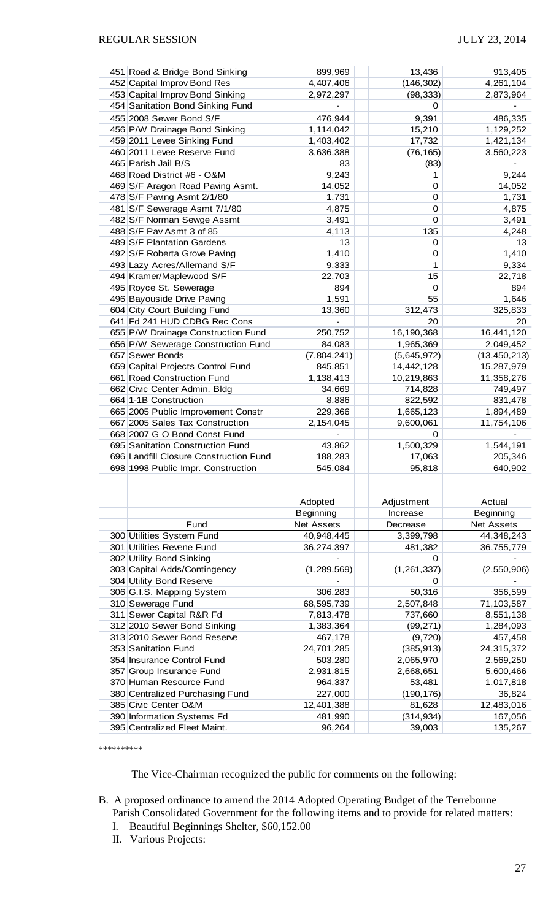| | | | | |
|---|---|---|---|---|
| 451 | Road & Bridge Bond Sinking | 899,969 | 13,436 | 913,405 |
| 452 | Capital Improv Bond Res | 4,407,406 | (146,302) | 4,261,104 |
| 453 | Capital Improv Bond Sinking | 2,972,297 | (98,333) | 2,873,964 |
| 454 | Sanitation Bond Sinking Fund | - | 0 | - |
| 455 | 2008 Sewer Bond S/F | 476,944 | 9,391 | 486,335 |
| 456 | P/W Drainage Bond Sinking | 1,114,042 | 15,210 | 1,129,252 |
| 459 | 2011 Levee Sinking Fund | 1,403,402 | 17,732 | 1,421,134 |
| 460 | 2011 Levee Reserve Fund | 3,636,388 | (76,165) | 3,560,223 |
| 465 | Parish Jail B/S | 83 | (83) | - |
| 468 | Road District #6 - O&M | 9,243 | 1 | 9,244 |
| 469 | S/F Aragon Road Paving Asmt. | 14,052 | 0 | 14,052 |
| 478 | S/F Paving Asmt 2/1/80 | 1,731 | 0 | 1,731 |
| 481 | S/F Sewerage Asmt 7/1/80 | 4,875 | 0 | 4,875 |
| 482 | S/F Norman Sewge Assmt | 3,491 | 0 | 3,491 |
| 488 | S/F Pav Asmt 3 of 85 | 4,113 | 135 | 4,248 |
| 489 | S/F Plantation Gardens | 13 | 0 | 13 |
| 492 | S/F Roberta Grove Paving | 1,410 | 0 | 1,410 |
| 493 | Lazy Acres/Allemand S/F | 9,333 | 1 | 9,334 |
| 494 | Kramer/Maplewood S/F | 22,703 | 15 | 22,718 |
| 495 | Royce St. Sewerage | 894 | 0 | 894 |
| 496 | Bayouside Drive Paving | 1,591 | 55 | 1,646 |
| 604 | City Court Building Fund | 13,360 | 312,473 | 325,833 |
| 641 | Fd 241 HUD CDBG Rec Cons | - | 20 | 20 |
| 655 | P/W Drainage Construction Fund | 250,752 | 16,190,368 | 16,441,120 |
| 656 | P/W Sewerage Construction Fund | 84,083 | 1,965,369 | 2,049,452 |
| 657 | Sewer Bonds | (7,804,241) | (5,645,972) | (13,450,213) |
| 659 | Capital Projects Control Fund | 845,851 | 14,442,128 | 15,287,979 |
| 661 | Road Construction Fund | 1,138,413 | 10,219,863 | 11,358,276 |
| 662 | Civic Center Admin. Bldg | 34,669 | 714,828 | 749,497 |
| 664 | 1-1B Construction | 8,886 | 822,592 | 831,478 |
| 665 | 2005 Public Improvement Constr | 229,366 | 1,665,123 | 1,894,489 |
| 667 | 2005 Sales Tax Construction | 2,154,045 | 9,600,061 | 11,754,106 |
| 668 | 2007 G O Bond Const Fund | - | 0 | - |
| 695 | Sanitation Construction Fund | 43,862 | 1,500,329 | 1,544,191 |
| 696 | Landfill Closure Construction Fund | 188,283 | 17,063 | 205,346 |
| 698 | 1998 Public Impr. Construction | 545,084 | 95,818 | 640,902 |

| | Fund | Adopted Beginning Net Assets | Adjustment Increase Decrease | Actual Beginning Net Assets |
|---|---|---|---|---|
| 300 | Utilities System Fund | 40,948,445 | 3,399,798 | 44,348,243 |
| 301 | Utilities Revene Fund | 36,274,397 | 481,382 | 36,755,779 |
| 302 | Utility Bond Sinking | - | 0 | - |
| 303 | Capital Adds/Contingency | (1,289,569) | (1,261,337) | (2,550,906) |
| 304 | Utility Bond Reserve | - | 0 | - |
| 306 | G.I.S. Mapping System | 306,283 | 50,316 | 356,599 |
| 310 | Sewerage Fund | 68,595,739 | 2,507,848 | 71,103,587 |
| 311 | Sewer Capital R&R Fd | 7,813,478 | 737,660 | 8,551,138 |
| 312 | 2010 Sewer Bond Sinking | 1,383,364 | (99,271) | 1,284,093 |
| 313 | 2010 Sewer Bond Reserve | 467,178 | (9,720) | 457,458 |
| 353 | Sanitation Fund | 24,701,285 | (385,913) | 24,315,372 |
| 354 | Insurance Control Fund | 503,280 | 2,065,970 | 2,569,250 |
| 357 | Group Insurance Fund | 2,931,815 | 2,668,651 | 5,600,466 |
| 370 | Human Resource Fund | 964,337 | 53,481 | 1,017,818 |
| 380 | Centralized Purchasing Fund | 227,000 | (190,176) | 36,824 |
| 385 | Civic Center O&M | 12,401,388 | 81,628 | 12,483,016 |
| 390 | Information Systems Fd | 481,990 | (314,934) | 167,056 |
| 395 | Centralized Fleet Maint. | 96,264 | 39,003 | 135,267 |

**********

The Vice-Chairman recognized the public for comments on the following:

B. A proposed ordinance to amend the 2014 Adopted Operating Budget of the Terrebonne Parish Consolidated Government for the following items and to provide for related matters:
   I. Beautiful Beginnings Shelter, $60,152.00
   II. Various Projects: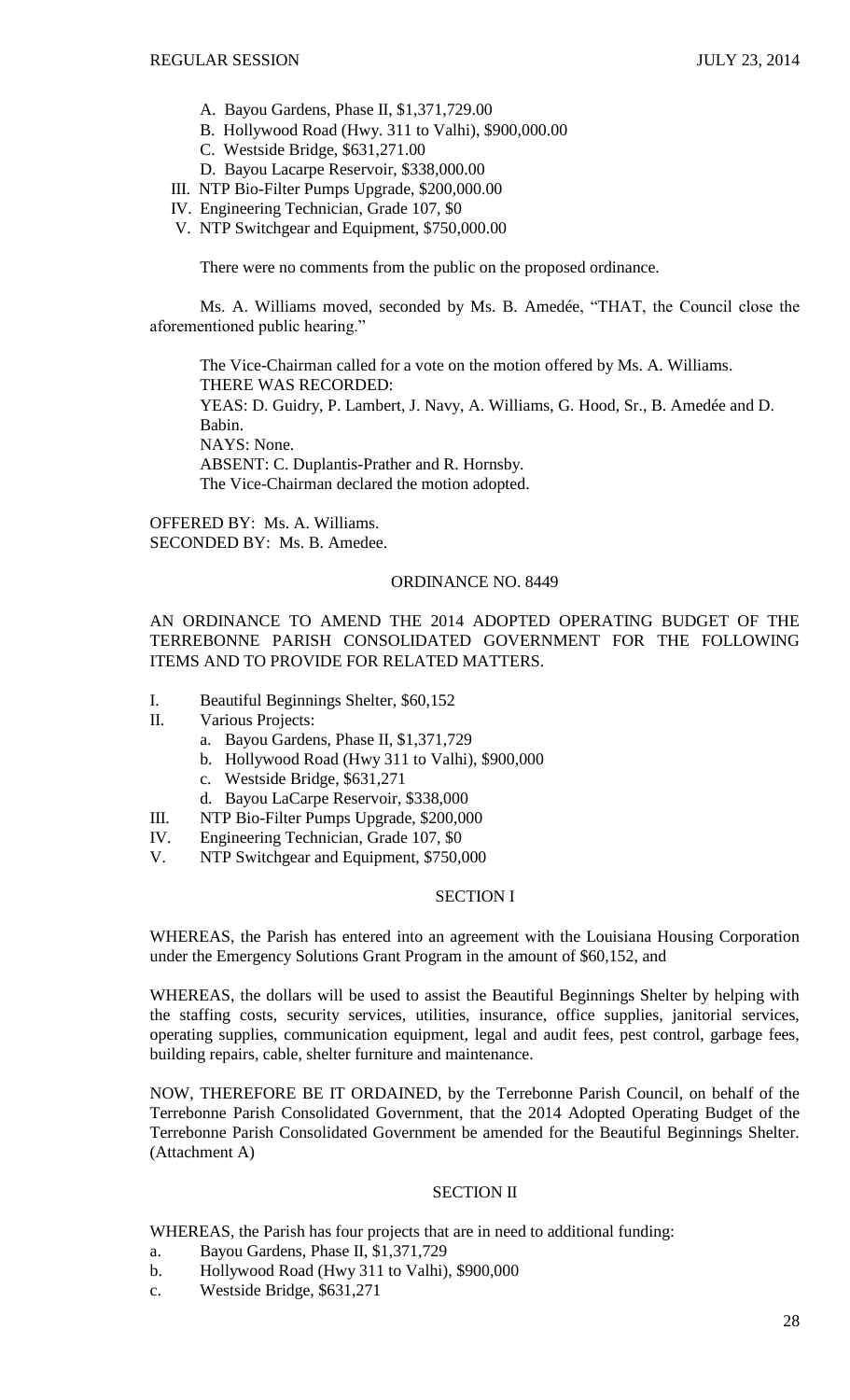A. Bayou Gardens, Phase II, $1,371,729.00
B. Hollywood Road (Hwy. 311 to Valhi), $900,000.00
C. Westside Bridge, $631,271.00
D. Bayou Lacarpe Reservoir, $338,000.00

III. NTP Bio-Filter Pumps Upgrade, $200,000.00
IV. Engineering Technician, Grade 107, $0
V. NTP Switchgear and Equipment, $750,000.00

There were no comments from the public on the proposed ordinance.

Ms. A. Williams moved, seconded by Ms. B. Amedée, "THAT, the Council close the aforementioned public hearing."

The Vice-Chairman called for a vote on the motion offered by Ms. A. Williams.
THERE WAS RECORDED:
YEAS: D. Guidry, P. Lambert, J. Navy, A. Williams, G. Hood, Sr., B. Amedée and D. Babin.
NAYS: None.
ABSENT: C. Duplantis-Prather and R. Hornsby.
The Vice-Chairman declared the motion adopted.

OFFERED BY: Ms. A. Williams.
SECONDED BY: Ms. B. Amedee.

ORDINANCE NO. 8449

AN ORDINANCE TO AMEND THE 2014 ADOPTED OPERATING BUDGET OF THE TERREBONNE PARISH CONSOLIDATED GOVERNMENT FOR THE FOLLOWING ITEMS AND TO PROVIDE FOR RELATED MATTERS.

I. Beautiful Beginnings Shelter, $60,152
II. Various Projects:
   a. Bayou Gardens, Phase II, $1,371,729
   b. Hollywood Road (Hwy 311 to Valhi), $900,000
   c. Westside Bridge, $631,271
   d. Bayou LaCarpe Reservoir, $338,000
III. NTP Bio-Filter Pumps Upgrade, $200,000
IV. Engineering Technician, Grade 107, $0
V. NTP Switchgear and Equipment, $750,000

SECTION I

WHEREAS, the Parish has entered into an agreement with the Louisiana Housing Corporation under the Emergency Solutions Grant Program in the amount of $60,152, and

WHEREAS, the dollars will be used to assist the Beautiful Beginnings Shelter by helping with the staffing costs, security services, utilities, insurance, office supplies, janitorial services, operating supplies, communication equipment, legal and audit fees, pest control, garbage fees, building repairs, cable, shelter furniture and maintenance.

NOW, THEREFORE BE IT ORDAINED, by the Terrebonne Parish Council, on behalf of the Terrebonne Parish Consolidated Government, that the 2014 Adopted Operating Budget of the Terrebonne Parish Consolidated Government be amended for the Beautiful Beginnings Shelter. (Attachment A)

SECTION II

WHEREAS, the Parish has four projects that are in need to additional funding:

a. Bayou Gardens, Phase II, $1,371,729
b. Hollywood Road (Hwy 311 to Valhi), $900,000
c. Westside Bridge, $631,271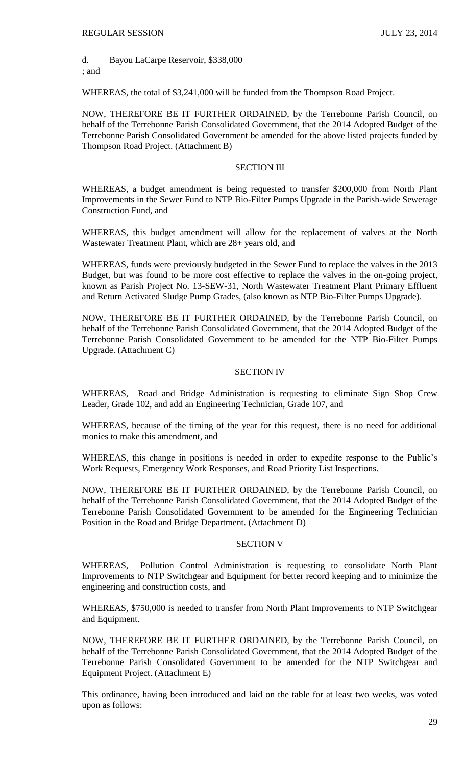d. Bayou LaCarpe Reservoir, $338,000

; and

WHEREAS, the total of $3,241,000 will be funded from the Thompson Road Project.

NOW, THEREFORE BE IT FURTHER ORDAINED, by the Terrebonne Parish Council, on behalf of the Terrebonne Parish Consolidated Government, that the 2014 Adopted Budget of the Terrebonne Parish Consolidated Government be amended for the above listed projects funded by Thompson Road Project. (Attachment B)

## SECTION III

WHEREAS, a budget amendment is being requested to transfer $200,000 from North Plant Improvements in the Sewer Fund to NTP Bio-Filter Pumps Upgrade in the Parish-wide Sewerage Construction Fund, and

WHEREAS, this budget amendment will allow for the replacement of valves at the North Wastewater Treatment Plant, which are 28+ years old, and

WHEREAS, funds were previously budgeted in the Sewer Fund to replace the valves in the 2013 Budget, but was found to be more cost effective to replace the valves in the on-going project, known as Parish Project No. 13-SEW-31, North Wastewater Treatment Plant Primary Effluent and Return Activated Sludge Pump Grades, (also known as NTP Bio-Filter Pumps Upgrade).

NOW, THEREFORE BE IT FURTHER ORDAINED, by the Terrebonne Parish Council, on behalf of the Terrebonne Parish Consolidated Government, that the 2014 Adopted Budget of the Terrebonne Parish Consolidated Government to be amended for the NTP Bio-Filter Pumps Upgrade. (Attachment C)

## SECTION IV

WHEREAS, Road and Bridge Administration is requesting to eliminate Sign Shop Crew Leader, Grade 102, and add an Engineering Technician, Grade 107, and

WHEREAS, because of the timing of the year for this request, there is no need for additional monies to make this amendment, and

WHEREAS, this change in positions is needed in order to expedite response to the Public's Work Requests, Emergency Work Responses, and Road Priority List Inspections.

NOW, THEREFORE BE IT FURTHER ORDAINED, by the Terrebonne Parish Council, on behalf of the Terrebonne Parish Consolidated Government, that the 2014 Adopted Budget of the Terrebonne Parish Consolidated Government to be amended for the Engineering Technician Position in the Road and Bridge Department. (Attachment D)

## SECTION V

WHEREAS, Pollution Control Administration is requesting to consolidate North Plant Improvements to NTP Switchgear and Equipment for better record keeping and to minimize the engineering and construction costs, and

WHEREAS, $750,000 is needed to transfer from North Plant Improvements to NTP Switchgear and Equipment.

NOW, THEREFORE BE IT FURTHER ORDAINED, by the Terrebonne Parish Council, on behalf of the Terrebonne Parish Consolidated Government, that the 2014 Adopted Budget of the Terrebonne Parish Consolidated Government to be amended for the NTP Switchgear and Equipment Project. (Attachment E)

This ordinance, having been introduced and laid on the table for at least two weeks, was voted upon as follows: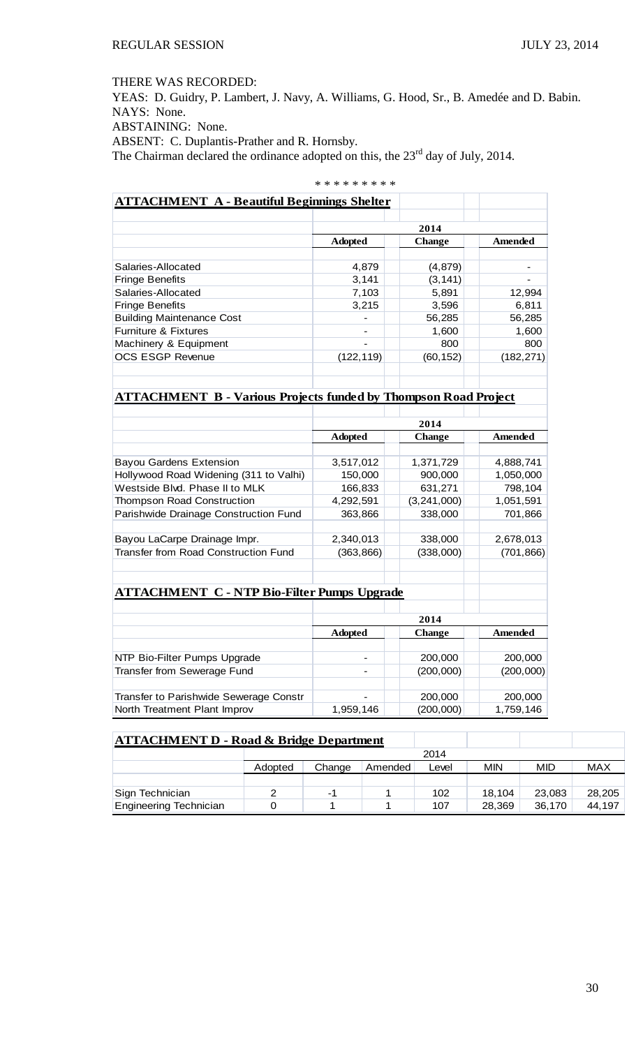THERE WAS RECORDED:
YEAS: D. Guidry, P. Lambert, J. Navy, A. Williams, G. Hood, Sr., B. Amedée and D. Babin.
NAYS: None.
ABSTAINING: None.
ABSENT: C. Duplantis-Prather and R. Hornsby.
The Chairman declared the ordinance adopted on this, the 23rd day of July, 2014.

\* \* \* \* \* \* \* \* \*

**ATTACHMENT A - Beautiful Beginnings Shelter**

| | 2014 | | |
|---|---|---|---|
| | **Adopted** | **Change** | **Amended** |
| Salaries-Allocated | 4,879 | (4,879) | - |
| Fringe Benefits | 3,141 | (3,141) | - |
| Salaries-Allocated | 7,103 | 5,891 | 12,994 |
| Fringe Benefits | 3,215 | 3,596 | 6,811 |
| Building Maintenance Cost | - | 56,285 | 56,285 |
| Furniture & Fixtures | - | 1,600 | 1,600 |
| Machinery & Equipment | - | 800 | 800 |
| OCS ESGP Revenue | (122,119) | (60,152) | (182,271) |

**ATTACHMENT B - Various Projects funded by Thompson Road Project**

| | 2014 | | |
|---|---|---|---|
| | **Adopted** | **Change** | **Amended** |
| Bayou Gardens Extension | 3,517,012 | 1,371,729 | 4,888,741 |
| Hollywood Road Widening (311 to Valhi) | 150,000 | 900,000 | 1,050,000 |
| Westside Blvd. Phase II to MLK | 166,833 | 631,271 | 798,104 |
| Thompson Road Construction | 4,292,591 | (3,241,000) | 1,051,591 |
| Parishwide Drainage Construction Fund | 363,866 | 338,000 | 701,866 |
| Bayou LaCarpe Drainage Impr. | 2,340,013 | 338,000 | 2,678,013 |
| Transfer from Road Construction Fund | (363,866) | (338,000) | (701,866) |

**ATTACHMENT C - NTP Bio-Filter Pumps Upgrade**

| | 2014 | | |
|---|---|---|---|
| | **Adopted** | **Change** | **Amended** |
| NTP Bio-Filter Pumps Upgrade | - | 200,000 | 200,000 |
| Transfer from Sewerage Fund | - | (200,000) | (200,000) |
| Transfer to Parishwide Sewerage Constr | - | 200,000 | 200,000 |
| North Treatment Plant Improv | 1,959,146 | (200,000) | 1,759,146 |

**ATTACHMENT D - Road & Bridge Department**

| | 2014 | | | | | | |
|---|---|---|---|---|---|---|---|
| | Adopted | Change | Amended | Level | MIN | MID | MAX |
| Sign Technician | 2 | -1 | 1 | 102 | 18,104 | 23,083 | 28,205 |
| Engineering Technician | 0 | 1 | 1 | 107 | 28,369 | 36,170 | 44,197 |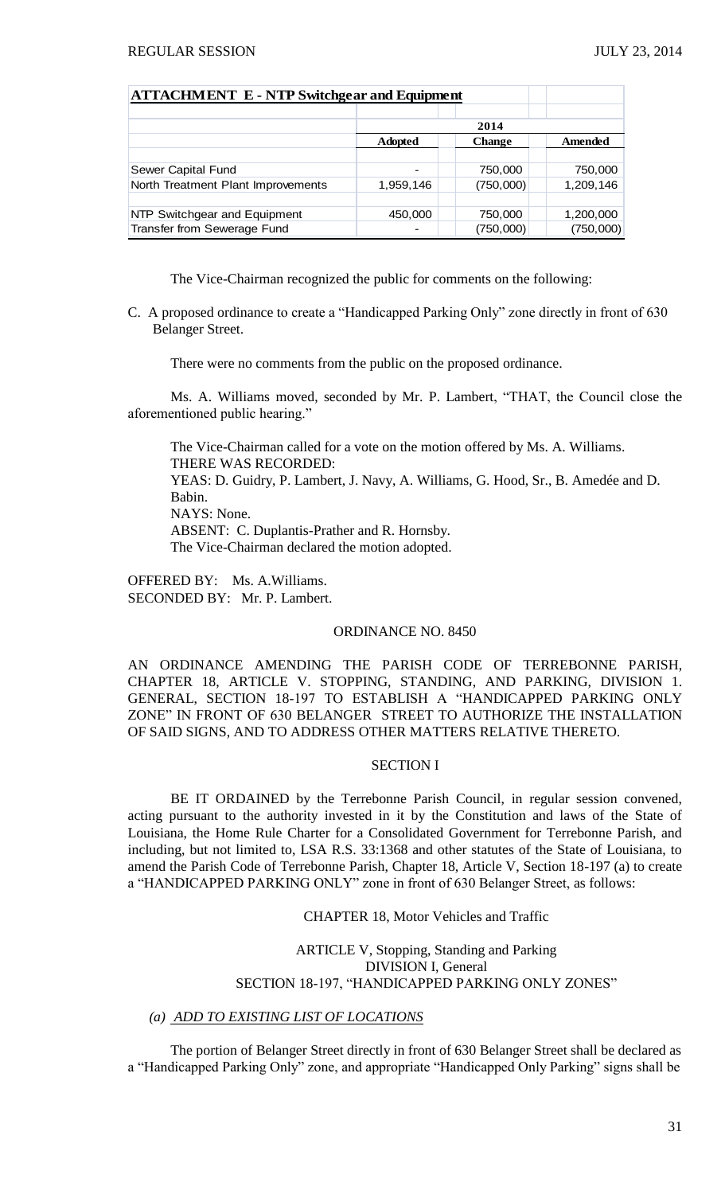**ATTACHMENT E - NTP Switchgear and Equipment**

| | 2014 | | |
|---|---|---|---|
| | Adopted | Change | Amended |
| Sewer Capital Fund | - | 750,000 | 750,000 |
| North Treatment Plant Improvements | 1,959,146 | (750,000) | 1,209,146 |
| NTP Switchgear and Equipment | 450,000 | 750,000 | 1,200,000 |
| Transfer from Sewerage Fund | - | (750,000) | (750,000) |

The Vice-Chairman recognized the public for comments on the following:

C. A proposed ordinance to create a "Handicapped Parking Only" zone directly in front of 630 Belanger Street.

There were no comments from the public on the proposed ordinance.

Ms. A. Williams moved, seconded by Mr. P. Lambert, "THAT, the Council close the aforementioned public hearing."

The Vice-Chairman called for a vote on the motion offered by Ms. A. Williams.
THERE WAS RECORDED:
YEAS: D. Guidry, P. Lambert, J. Navy, A. Williams, G. Hood, Sr., B. Amedée and D. Babin.
NAYS: None.
ABSENT: C. Duplantis-Prather and R. Hornsby.
The Vice-Chairman declared the motion adopted.

OFFERED BY: Ms. A.Williams.
SECONDED BY: Mr. P. Lambert.

ORDINANCE NO. 8450

AN ORDINANCE AMENDING THE PARISH CODE OF TERREBONNE PARISH, CHAPTER 18, ARTICLE V. STOPPING, STANDING, AND PARKING, DIVISION 1. GENERAL, SECTION 18-197 TO ESTABLISH A "HANDICAPPED PARKING ONLY ZONE" IN FRONT OF 630 BELANGER STREET TO AUTHORIZE THE INSTALLATION OF SAID SIGNS, AND TO ADDRESS OTHER MATTERS RELATIVE THERETO.

SECTION I

BE IT ORDAINED by the Terrebonne Parish Council, in regular session convened, acting pursuant to the authority invested in it by the Constitution and laws of the State of Louisiana, the Home Rule Charter for a Consolidated Government for Terrebonne Parish, and including, but not limited to, LSA R.S. 33:1368 and other statutes of the State of Louisiana, to amend the Parish Code of Terrebonne Parish, Chapter 18, Article V, Section 18-197 (a) to create a "HANDICAPPED PARKING ONLY" zone in front of 630 Belanger Street, as follows:

CHAPTER 18, Motor Vehicles and Traffic

ARTICLE V, Stopping, Standing and Parking
DIVISION I, General
SECTION 18-197, "HANDICAPPED PARKING ONLY ZONES"

*(a) ADD TO EXISTING LIST OF LOCATIONS*

The portion of Belanger Street directly in front of 630 Belanger Street shall be declared as a "Handicapped Parking Only" zone, and appropriate "Handicapped Only Parking" signs shall be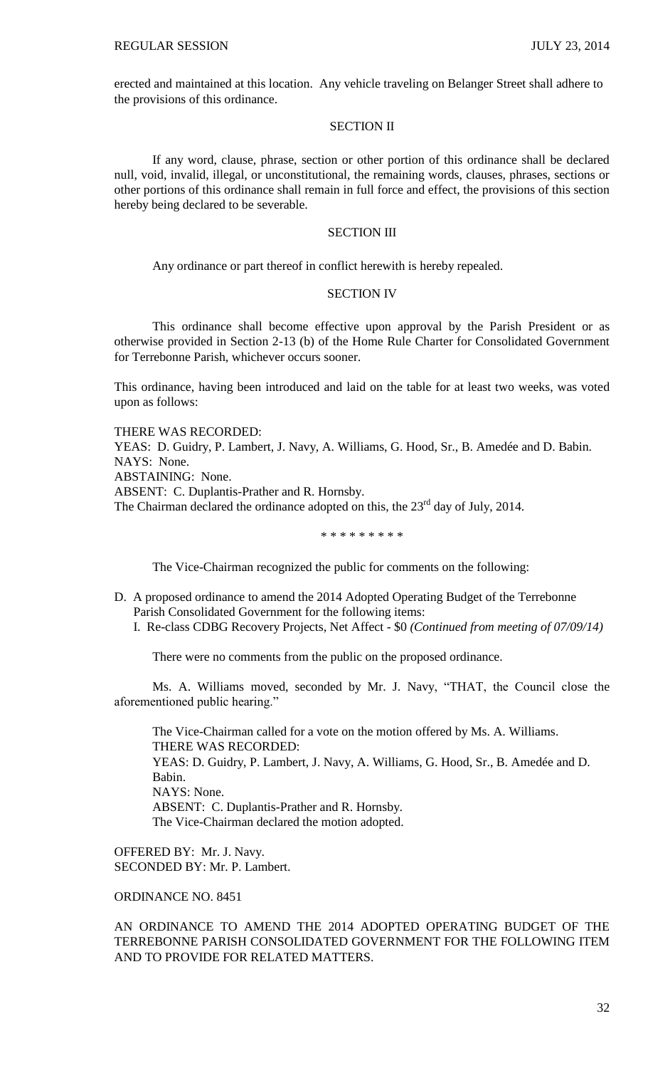erected and maintained at this location. Any vehicle traveling on Belanger Street shall adhere to the provisions of this ordinance.

SECTION II

If any word, clause, phrase, section or other portion of this ordinance shall be declared null, void, invalid, illegal, or unconstitutional, the remaining words, clauses, phrases, sections or other portions of this ordinance shall remain in full force and effect, the provisions of this section hereby being declared to be severable.

SECTION III

Any ordinance or part thereof in conflict herewith is hereby repealed.

SECTION IV

This ordinance shall become effective upon approval by the Parish President or as otherwise provided in Section 2-13 (b) of the Home Rule Charter for Consolidated Government for Terrebonne Parish, whichever occurs sooner.

This ordinance, having been introduced and laid on the table for at least two weeks, was voted upon as follows:

THERE WAS RECORDED:
YEAS: D. Guidry, P. Lambert, J. Navy, A. Williams, G. Hood, Sr., B. Amedée and D. Babin.
NAYS: None.
ABSTAINING: None.
ABSENT: C. Duplantis-Prather and R. Hornsby.
The Chairman declared the ordinance adopted on this, the 23rd day of July, 2014.

\* \* \* \* \* \* \* \* \*

The Vice-Chairman recognized the public for comments on the following:

D. A proposed ordinance to amend the 2014 Adopted Operating Budget of the Terrebonne Parish Consolidated Government for the following items:
   I. Re-class CDBG Recovery Projects, Net Affect - $0 *(Continued from meeting of 07/09/14)*

There were no comments from the public on the proposed ordinance.

Ms. A. Williams moved, seconded by Mr. J. Navy, "THAT, the Council close the aforementioned public hearing."

The Vice-Chairman called for a vote on the motion offered by Ms. A. Williams.
THERE WAS RECORDED:
YEAS: D. Guidry, P. Lambert, J. Navy, A. Williams, G. Hood, Sr., B. Amedée and D. Babin.
NAYS: None.
ABSENT: C. Duplantis-Prather and R. Hornsby.
The Vice-Chairman declared the motion adopted.

OFFERED BY: Mr. J. Navy.
SECONDED BY: Mr. P. Lambert.

ORDINANCE NO. 8451

AN ORDINANCE TO AMEND THE 2014 ADOPTED OPERATING BUDGET OF THE TERREBONNE PARISH CONSOLIDATED GOVERNMENT FOR THE FOLLOWING ITEM AND TO PROVIDE FOR RELATED MATTERS.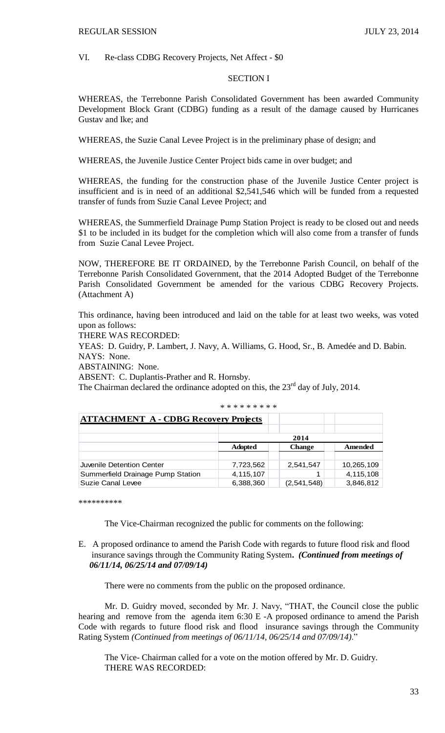VI. Re-class CDBG Recovery Projects, Net Affect - $0

SECTION I

WHEREAS, the Terrebonne Parish Consolidated Government has been awarded Community Development Block Grant (CDBG) funding as a result of the damage caused by Hurricanes Gustav and Ike; and

WHEREAS, the Suzie Canal Levee Project is in the preliminary phase of design; and

WHEREAS, the Juvenile Justice Center Project bids came in over budget; and

WHEREAS, the funding for the construction phase of the Juvenile Justice Center project is insufficient and is in need of an additional $2,541,546 which will be funded from a requested transfer of funds from Suzie Canal Levee Project; and

WHEREAS, the Summerfield Drainage Pump Station Project is ready to be closed out and needs $1 to be included in its budget for the completion which will also come from a transfer of funds from Suzie Canal Levee Project.

NOW, THEREFORE BE IT ORDAINED, by the Terrebonne Parish Council, on behalf of the Terrebonne Parish Consolidated Government, that the 2014 Adopted Budget of the Terrebonne Parish Consolidated Government be amended for the various CDBG Recovery Projects. (Attachment A)

This ordinance, having been introduced and laid on the table for at least two weeks, was voted upon as follows:

THERE WAS RECORDED:

YEAS: D. Guidry, P. Lambert, J. Navy, A. Williams, G. Hood, Sr., B. Amedée and D. Babin.

NAYS: None.

ABSTAINING: None.

ABSENT: C. Duplantis-Prather and R. Hornsby.

The Chairman declared the ordinance adopted on this, the 23rd day of July, 2014.

\* \* \* \* \* \* \* \* \*

**ATTACHMENT A - CDBG Recovery Projects**

| | 2014 | | |
|---|---|---|---|
| | **Adopted** | **Change** | **Amended** |
| Juvenile Detention Center | 7,723,562 | 2,541,547 | 10,265,109 |
| Summerfield Drainage Pump Station | 4,115,107 | 1 | 4,115,108 |
| Suzie Canal Levee | 6,388,360 | (2,541,548) | 3,846,812 |

\*\*\*\*\*\*\*\*\*\*

The Vice-Chairman recognized the public for comments on the following:

E. A proposed ordinance to amend the Parish Code with regards to future flood risk and flood insurance savings through the Community Rating System. ***(Continued from meetings of 06/11/14, 06/25/14 and 07/09/14)***

There were no comments from the public on the proposed ordinance.

Mr. D. Guidry moved, seconded by Mr. J. Navy, "THAT, the Council close the public hearing and remove from the agenda item 6:30 E -A proposed ordinance to amend the Parish Code with regards to future flood risk and flood insurance savings through the Community Rating System *(Continued from meetings of 06/11/14, 06/25/14 and 07/09/14)*."

The Vice- Chairman called for a vote on the motion offered by Mr. D. Guidry.

THERE WAS RECORDED: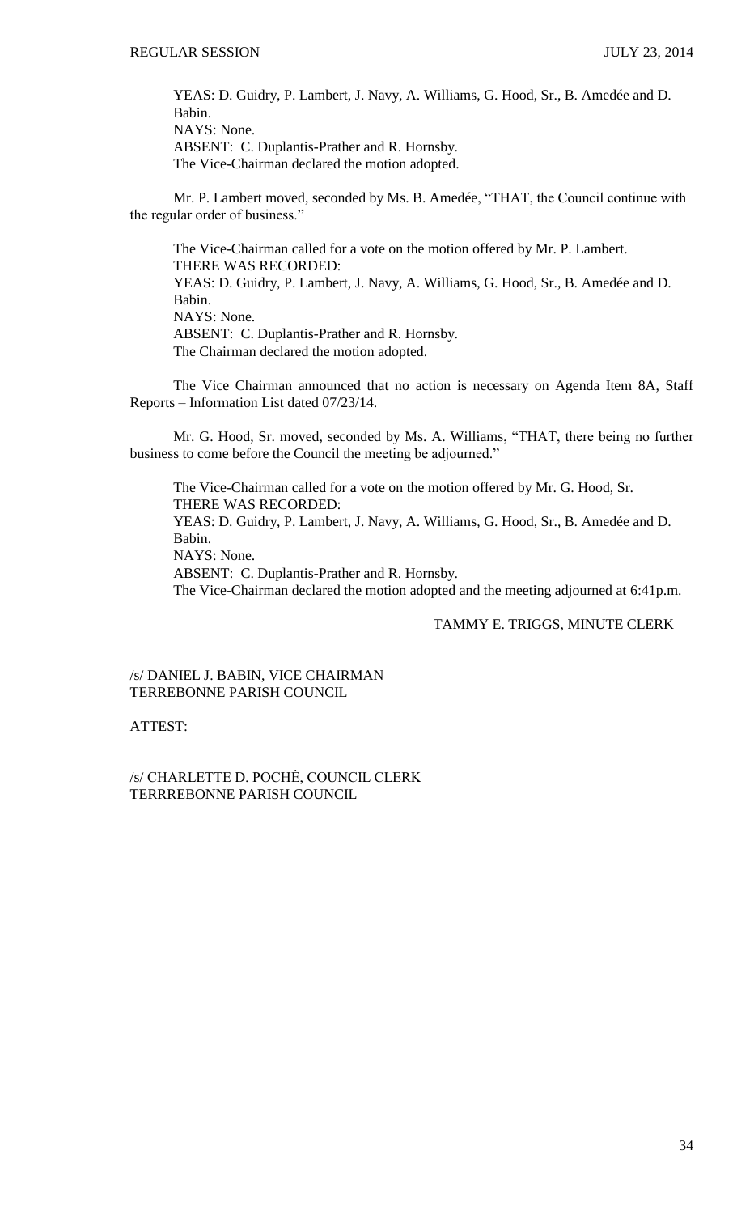YEAS: D. Guidry, P. Lambert, J. Navy, A. Williams, G. Hood, Sr., B. Amedée and D. Babin.
NAYS: None.
ABSENT: C. Duplantis-Prather and R. Hornsby.
The Vice-Chairman declared the motion adopted.

Mr. P. Lambert moved, seconded by Ms. B. Amedée, "THAT, the Council continue with the regular order of business."

The Vice-Chairman called for a vote on the motion offered by Mr. P. Lambert.
THERE WAS RECORDED:
YEAS: D. Guidry, P. Lambert, J. Navy, A. Williams, G. Hood, Sr., B. Amedée and D. Babin.
NAYS: None.
ABSENT: C. Duplantis-Prather and R. Hornsby.
The Chairman declared the motion adopted.

The Vice Chairman announced that no action is necessary on Agenda Item 8A, Staff Reports – Information List dated 07/23/14.

Mr. G. Hood, Sr. moved, seconded by Ms. A. Williams, "THAT, there being no further business to come before the Council the meeting be adjourned."

The Vice-Chairman called for a vote on the motion offered by Mr. G. Hood, Sr.
THERE WAS RECORDED:
YEAS: D. Guidry, P. Lambert, J. Navy, A. Williams, G. Hood, Sr., B. Amedée and D. Babin.
NAYS: None.
ABSENT: C. Duplantis-Prather and R. Hornsby.
The Vice-Chairman declared the motion adopted and the meeting adjourned at 6:41p.m.

TAMMY E. TRIGGS, MINUTE CLERK

/s/ DANIEL J. BABIN, VICE CHAIRMAN
TERREBONNE PARISH COUNCIL

ATTEST:

/s/ CHARLETTE D. POCHĖ, COUNCIL CLERK
TERRREBONNE PARISH COUNCIL